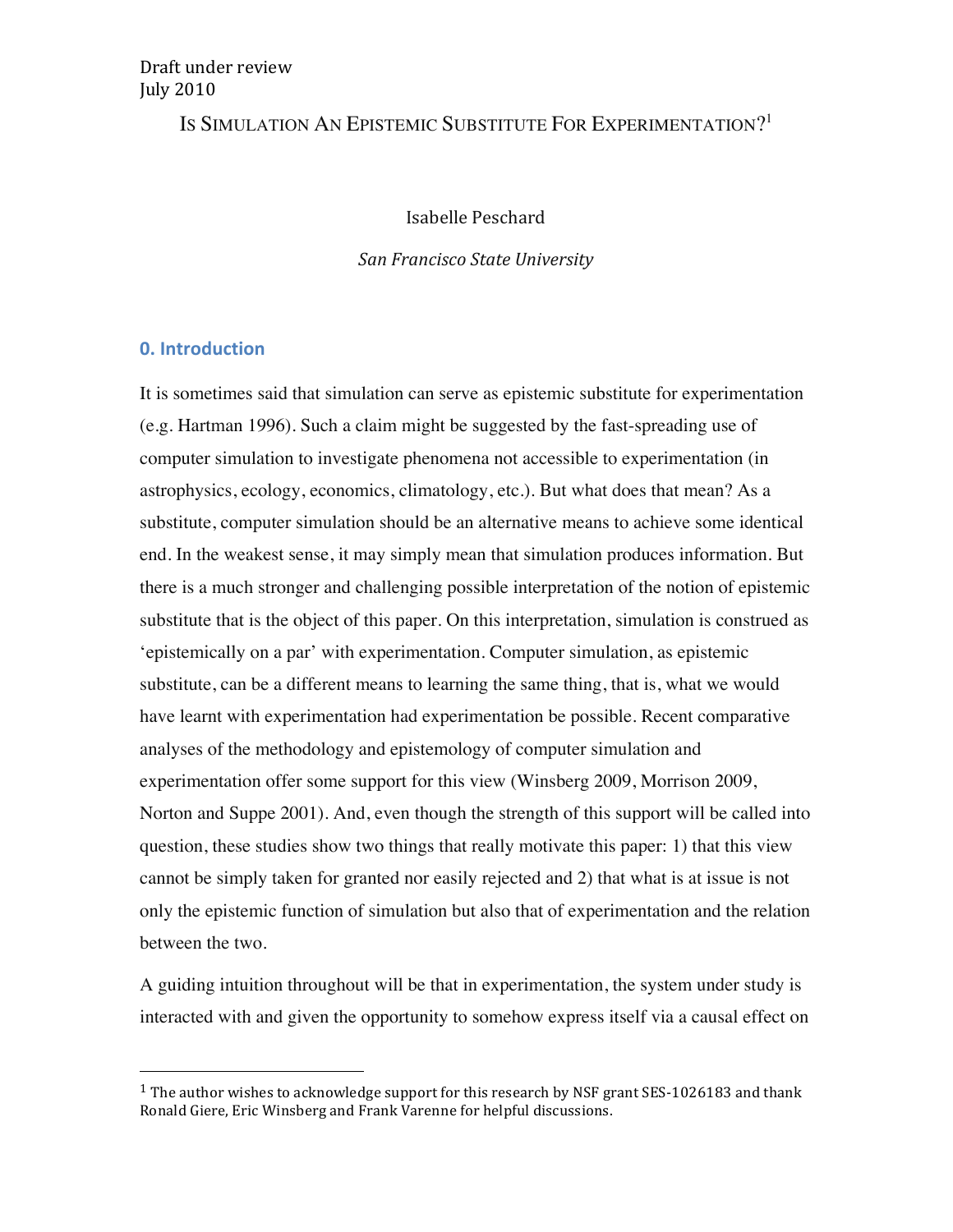Draft under review
July 2010

# IS SIMULATION AN EPISTEMIC SUBSTITUTE FOR EXPERIMENTATION?[1]

Isabelle Peschard

*San Francisco State University*

## 0. Introduction

It is sometimes said that simulation can serve as epistemic substitute for experimentation (e.g. Hartman 1996). Such a claim might be suggested by the fast-spreading use of computer simulation to investigate phenomena not accessible to experimentation (in astrophysics, ecology, economics, climatology, etc.). But what does that mean? As a substitute, computer simulation should be an alternative means to achieve some identical end. In the weakest sense, it may simply mean that simulation produces information. But there is a much stronger and challenging possible interpretation of the notion of epistemic substitute that is the object of this paper. On this interpretation, simulation is construed as 'epistemically on a par' with experimentation. Computer simulation, as epistemic substitute, can be a different means to learning the same thing, that is, what we would have learnt with experimentation had experimentation be possible. Recent comparative analyses of the methodology and epistemology of computer simulation and experimentation offer some support for this view (Winsberg 2009, Morrison 2009, Norton and Suppe 2001). And, even though the strength of this support will be called into question, these studies show two things that really motivate this paper: 1) that this view cannot be simply taken for granted nor easily rejected and 2) that what is at issue is not only the epistemic function of simulation but also that of experimentation and the relation between the two.

A guiding intuition throughout will be that in experimentation, the system under study is interacted with and given the opportunity to somehow express itself via a causal effect on

---

[1] The author wishes to acknowledge support for this research by NSF grant SES-1026183 and thank Ronald Giere, Eric Winsberg and Frank Varenne for helpful discussions.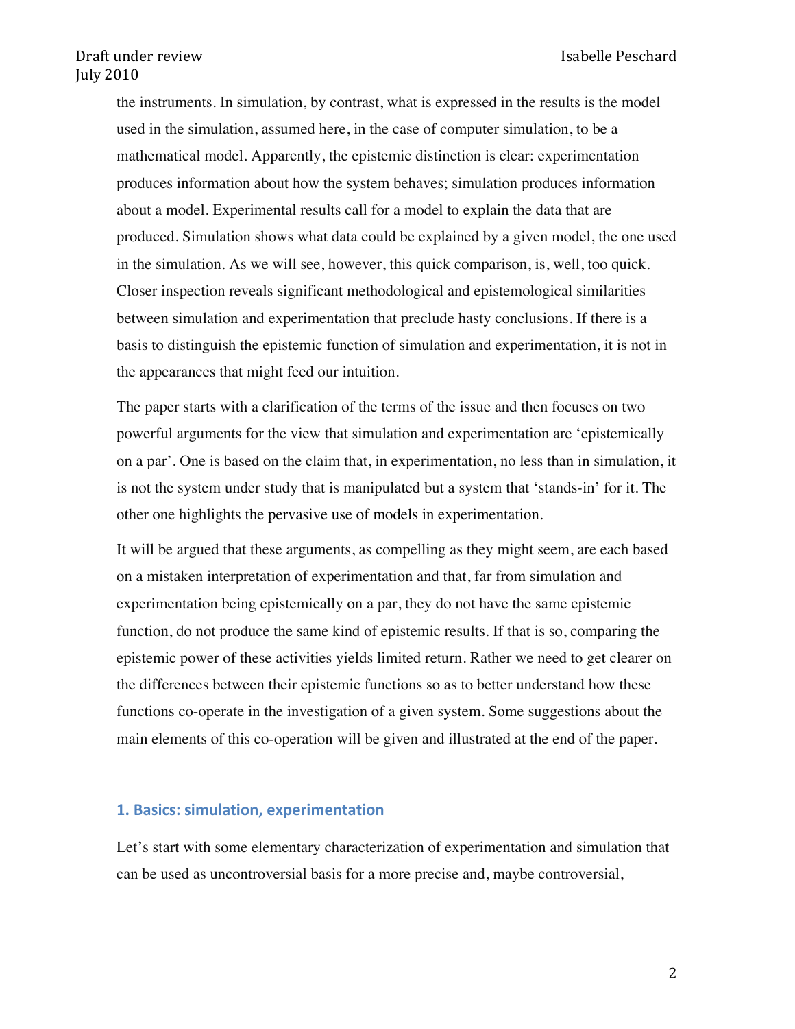the instruments. In simulation, by contrast, what is expressed in the results is the model used in the simulation, assumed here, in the case of computer simulation, to be a mathematical model. Apparently, the epistemic distinction is clear: experimentation produces information about how the system behaves; simulation produces information about a model. Experimental results call for a model to explain the data that are produced. Simulation shows what data could be explained by a given model, the one used in the simulation. As we will see, however, this quick comparison, is, well, too quick. Closer inspection reveals significant methodological and epistemological similarities between simulation and experimentation that preclude hasty conclusions. If there is a basis to distinguish the epistemic function of simulation and experimentation, it is not in the appearances that might feed our intuition.

The paper starts with a clarification of the terms of the issue and then focuses on two powerful arguments for the view that simulation and experimentation are 'epistemically on a par'. One is based on the claim that, in experimentation, no less than in simulation, it is not the system under study that is manipulated but a system that 'stands-in' for it. The other one highlights the pervasive use of models in experimentation.

It will be argued that these arguments, as compelling as they might seem, are each based on a mistaken interpretation of experimentation and that, far from simulation and experimentation being epistemically on a par, they do not have the same epistemic function, do not produce the same kind of epistemic results. If that is so, comparing the epistemic power of these activities yields limited return. Rather we need to get clearer on the differences between their epistemic functions so as to better understand how these functions co-operate in the investigation of a given system. Some suggestions about the main elements of this co-operation will be given and illustrated at the end of the paper.

## 1. Basics: simulation, experimentation

Let's start with some elementary characterization of experimentation and simulation that can be used as uncontroversial basis for a more precise and, maybe controversial,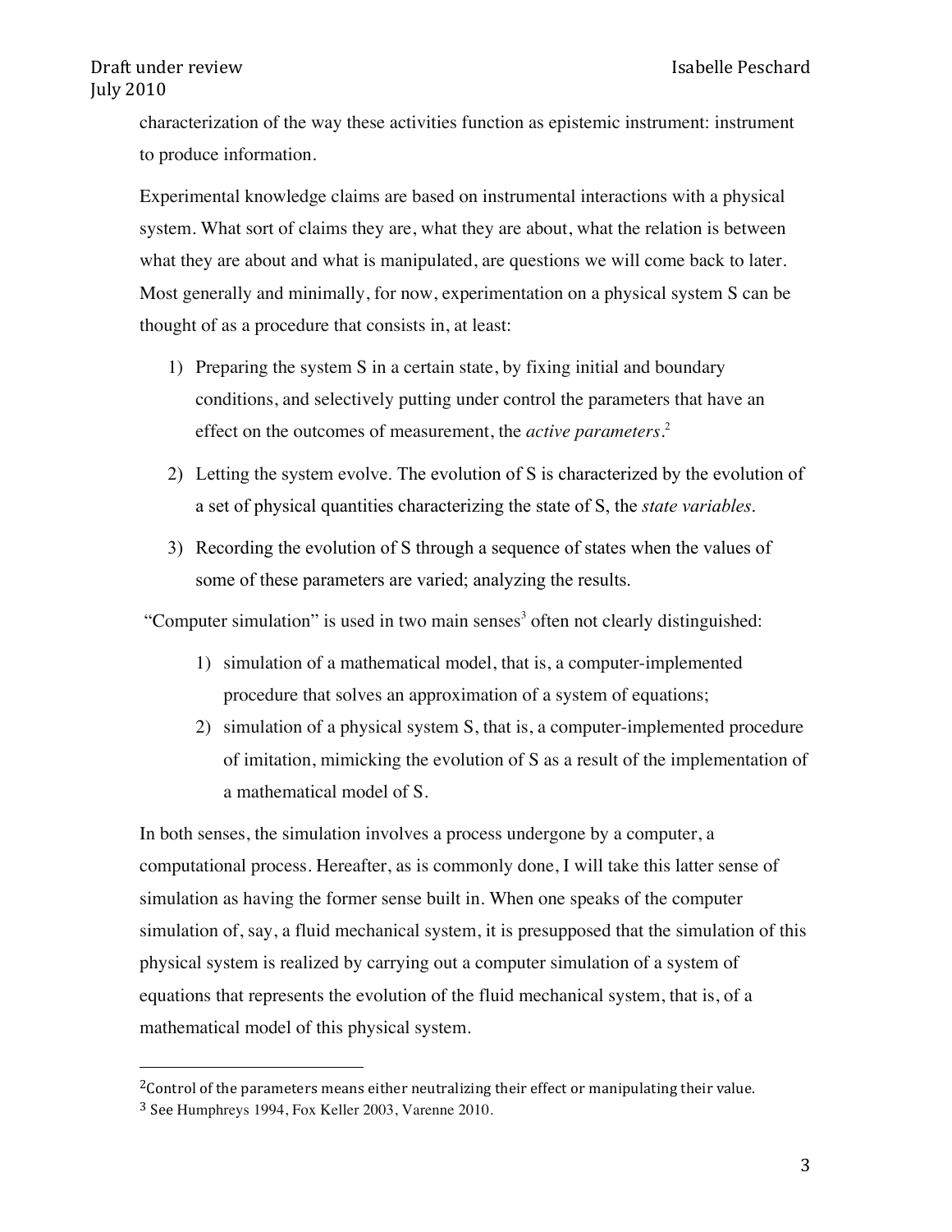characterization of the way these activities function as epistemic instrument: instrument to produce information.

Experimental knowledge claims are based on instrumental interactions with a physical system. What sort of claims they are, what they are about, what the relation is between what they are about and what is manipulated, are questions we will come back to later. Most generally and minimally, for now, experimentation on a physical system S can be thought of as a procedure that consists in, at least:

1) Preparing the system S in a certain state, by fixing initial and boundary conditions, and selectively putting under control the parameters that have an effect on the outcomes of measurement, the *active parameters*.[2]
2) Letting the system evolve. The evolution of S is characterized by the evolution of a set of physical quantities characterizing the state of S, the *state variables*.
3) Recording the evolution of S through a sequence of states when the values of some of these parameters are varied; analyzing the results.

"Computer simulation" is used in two main senses[3] often not clearly distinguished:

1) simulation of a mathematical model, that is, a computer-implemented procedure that solves an approximation of a system of equations;
2) simulation of a physical system S, that is, a computer-implemented procedure of imitation, mimicking the evolution of S as a result of the implementation of a mathematical model of S.

In both senses, the simulation involves a process undergone by a computer, a computational process. Hereafter, as is commonly done, I will take this latter sense of simulation as having the former sense built in. When one speaks of the computer simulation of, say, a fluid mechanical system, it is presupposed that the simulation of this physical system is realized by carrying out a computer simulation of a system of equations that represents the evolution of the fluid mechanical system, that is, of a mathematical model of this physical system.

---

[2] Control of the parameters means either neutralizing their effect or manipulating their value.

[3] See Humphreys 1994, Fox Keller 2003, Varenne 2010.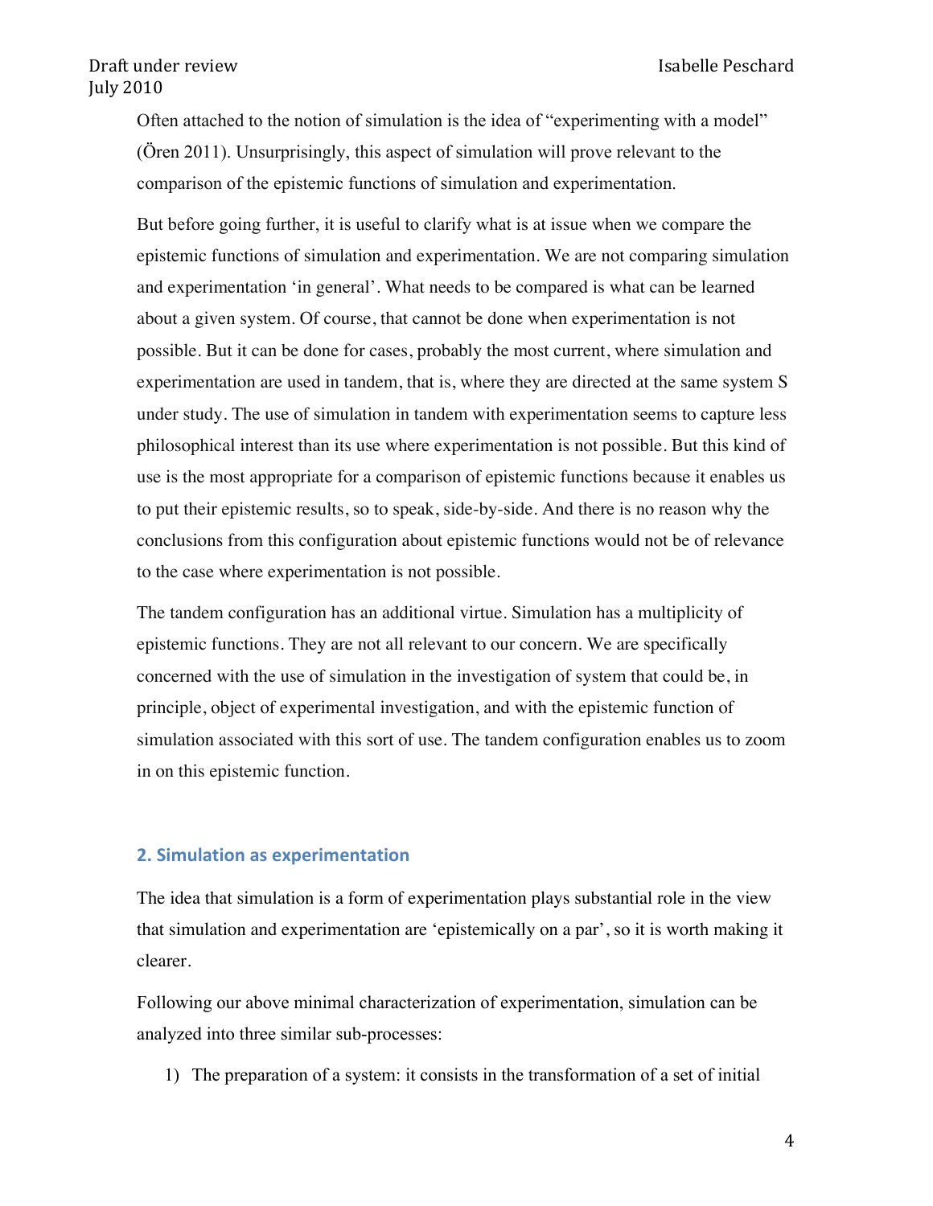Often attached to the notion of simulation is the idea of "experimenting with a model" (Ören 2011). Unsurprisingly, this aspect of simulation will prove relevant to the comparison of the epistemic functions of simulation and experimentation.

But before going further, it is useful to clarify what is at issue when we compare the epistemic functions of simulation and experimentation. We are not comparing simulation and experimentation 'in general'. What needs to be compared is what can be learned about a given system. Of course, that cannot be done when experimentation is not possible. But it can be done for cases, probably the most current, where simulation and experimentation are used in tandem, that is, where they are directed at the same system S under study. The use of simulation in tandem with experimentation seems to capture less philosophical interest than its use where experimentation is not possible. But this kind of use is the most appropriate for a comparison of epistemic functions because it enables us to put their epistemic results, so to speak, side-by-side. And there is no reason why the conclusions from this configuration about epistemic functions would not be of relevance to the case where experimentation is not possible.

The tandem configuration has an additional virtue. Simulation has a multiplicity of epistemic functions. They are not all relevant to our concern. We are specifically concerned with the use of simulation in the investigation of system that could be, in principle, object of experimental investigation, and with the epistemic function of simulation associated with this sort of use. The tandem configuration enables us to zoom in on this epistemic function.

## 2. Simulation as experimentation

The idea that simulation is a form of experimentation plays substantial role in the view that simulation and experimentation are 'epistemically on a par', so it is worth making it clearer.

Following our above minimal characterization of experimentation, simulation can be analyzed into three similar sub-processes:

1) The preparation of a system: it consists in the transformation of a set of initial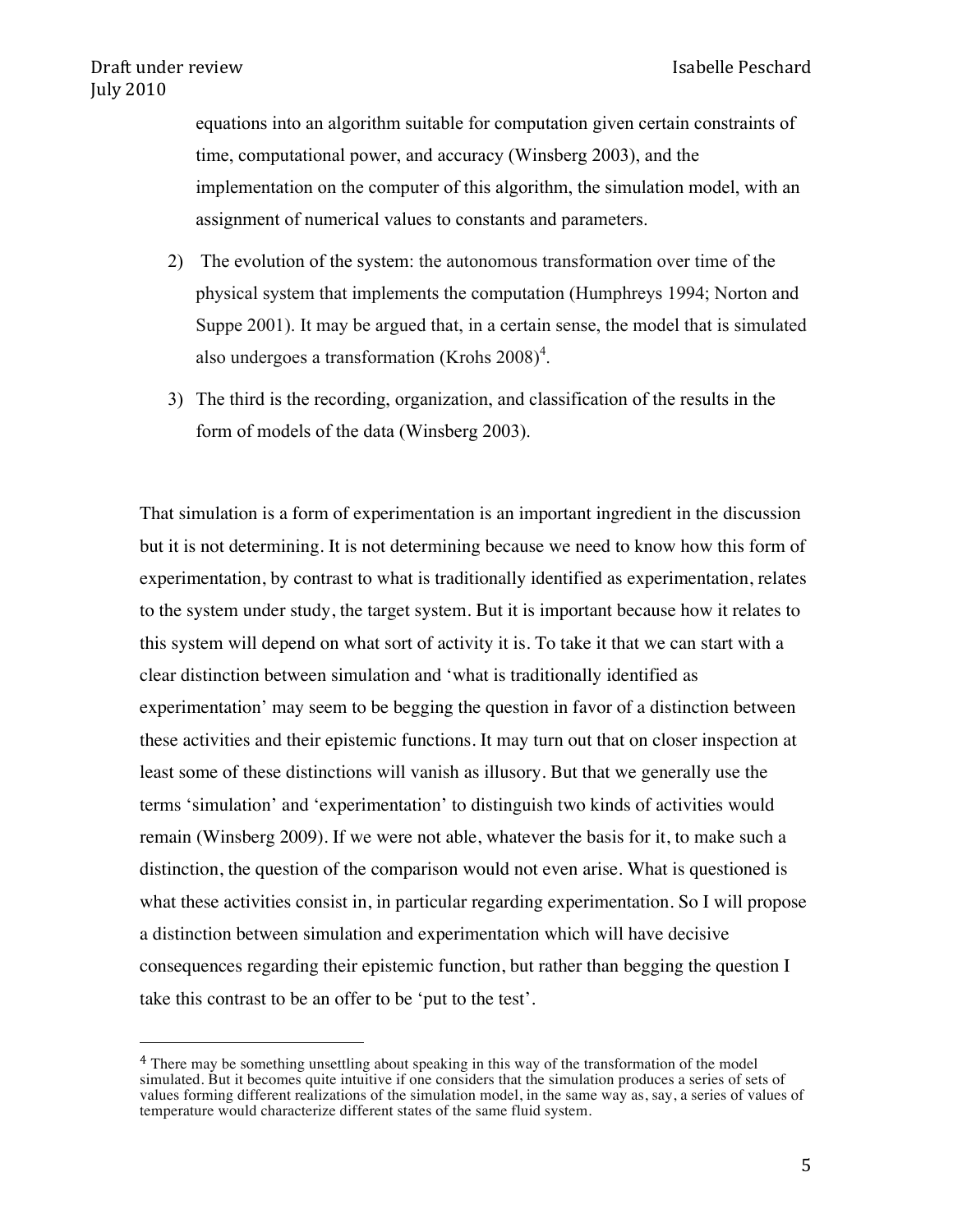equations into an algorithm suitable for computation given certain constraints of time, computational power, and accuracy (Winsberg 2003), and the implementation on the computer of this algorithm, the simulation model, with an assignment of numerical values to constants and parameters.

2) The evolution of the system: the autonomous transformation over time of the physical system that implements the computation (Humphreys 1994; Norton and Suppe 2001). It may be argued that, in a certain sense, the model that is simulated also undergoes a transformation (Krohs 2008)[4].

3) The third is the recording, organization, and classification of the results in the form of models of the data (Winsberg 2003).

That simulation is a form of experimentation is an important ingredient in the discussion but it is not determining. It is not determining because we need to know how this form of experimentation, by contrast to what is traditionally identified as experimentation, relates to the system under study, the target system. But it is important because how it relates to this system will depend on what sort of activity it is. To take it that we can start with a clear distinction between simulation and 'what is traditionally identified as experimentation' may seem to be begging the question in favor of a distinction between these activities and their epistemic functions. It may turn out that on closer inspection at least some of these distinctions will vanish as illusory. But that we generally use the terms 'simulation' and 'experimentation' to distinguish two kinds of activities would remain (Winsberg 2009). If we were not able, whatever the basis for it, to make such a distinction, the question of the comparison would not even arise. What is questioned is what these activities consist in, in particular regarding experimentation. So I will propose a distinction between simulation and experimentation which will have decisive consequences regarding their epistemic function, but rather than begging the question I take this contrast to be an offer to be 'put to the test'.

[4] There may be something unsettling about speaking in this way of the transformation of the model simulated. But it becomes quite intuitive if one considers that the simulation produces a series of sets of values forming different realizations of the simulation model, in the same way as, say, a series of values of temperature would characterize different states of the same fluid system.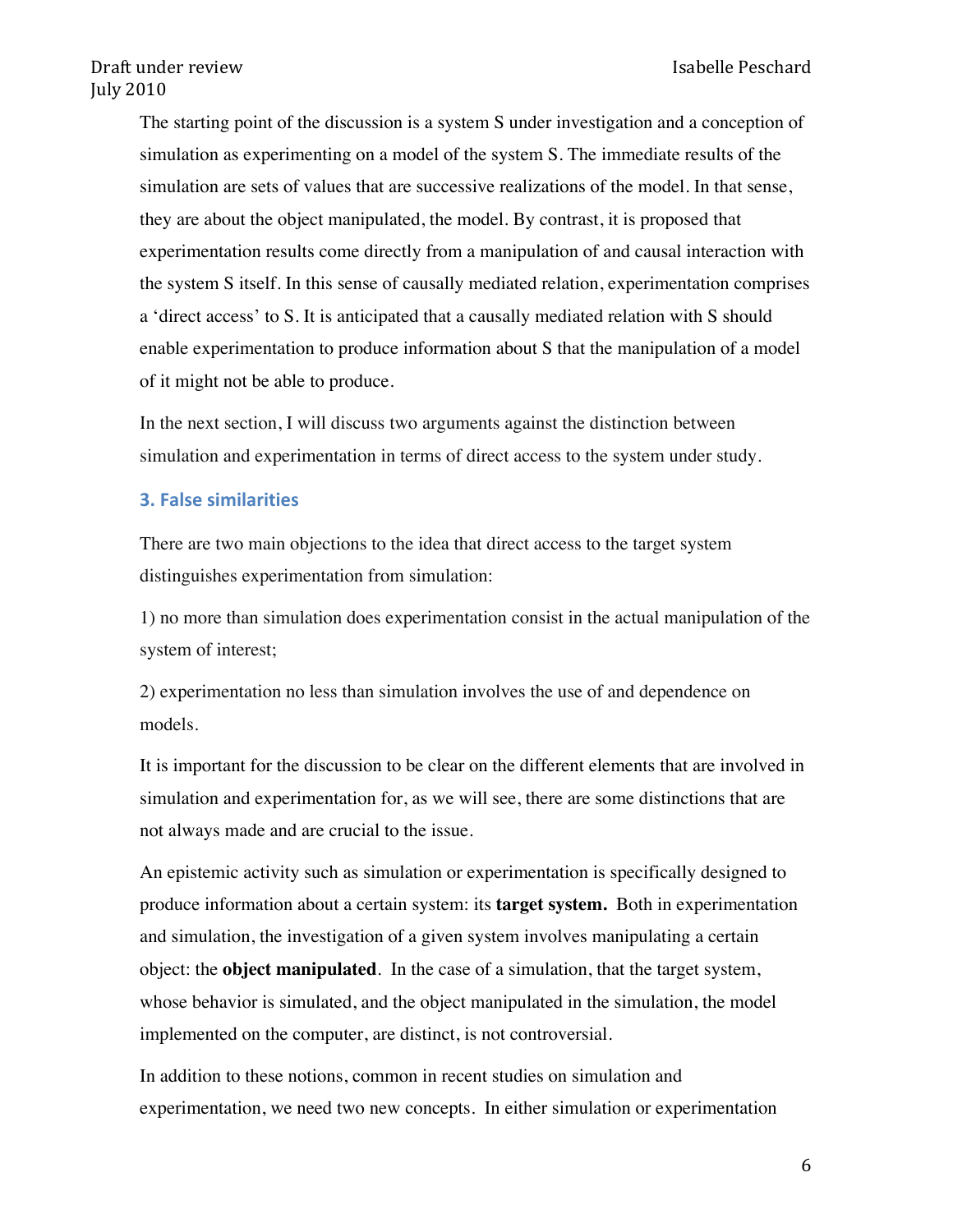The starting point of the discussion is a system S under investigation and a conception of simulation as experimenting on a model of the system S. The immediate results of the simulation are sets of values that are successive realizations of the model. In that sense, they are about the object manipulated, the model. By contrast, it is proposed that experimentation results come directly from a manipulation of and causal interaction with the system S itself. In this sense of causally mediated relation, experimentation comprises a 'direct access' to S. It is anticipated that a causally mediated relation with S should enable experimentation to produce information about S that the manipulation of a model of it might not be able to produce.

In the next section, I will discuss two arguments against the distinction between simulation and experimentation in terms of direct access to the system under study.

## 3. False similarities

There are two main objections to the idea that direct access to the target system distinguishes experimentation from simulation:

1) no more than simulation does experimentation consist in the actual manipulation of the system of interest;

2) experimentation no less than simulation involves the use of and dependence on models.

It is important for the discussion to be clear on the different elements that are involved in simulation and experimentation for, as we will see, there are some distinctions that are not always made and are crucial to the issue.

An epistemic activity such as simulation or experimentation is specifically designed to produce information about a certain system: its **target system.** Both in experimentation and simulation, the investigation of a given system involves manipulating a certain object: the **object manipulated**. In the case of a simulation, that the target system, whose behavior is simulated, and the object manipulated in the simulation, the model implemented on the computer, are distinct, is not controversial.

In addition to these notions, common in recent studies on simulation and experimentation, we need two new concepts. In either simulation or experimentation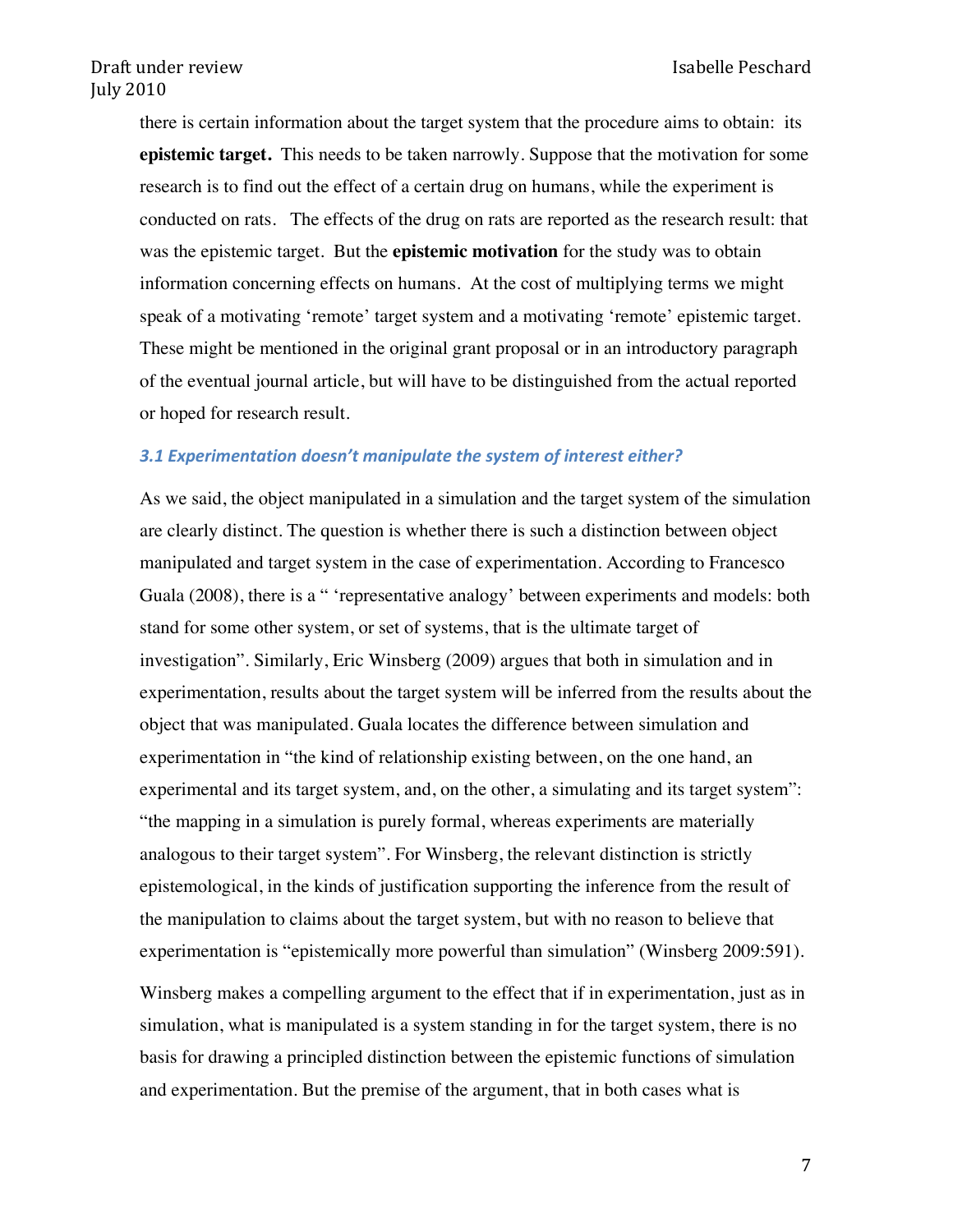there is certain information about the target system that the procedure aims to obtain: its **epistemic target.** This needs to be taken narrowly. Suppose that the motivation for some research is to find out the effect of a certain drug on humans, while the experiment is conducted on rats. The effects of the drug on rats are reported as the research result: that was the epistemic target. But the **epistemic motivation** for the study was to obtain information concerning effects on humans. At the cost of multiplying terms we might speak of a motivating 'remote' target system and a motivating 'remote' epistemic target. These might be mentioned in the original grant proposal or in an introductory paragraph of the eventual journal article, but will have to be distinguished from the actual reported or hoped for research result.

### *3.1 Experimentation doesn't manipulate the system of interest either?*

As we said, the object manipulated in a simulation and the target system of the simulation are clearly distinct. The question is whether there is such a distinction between object manipulated and target system in the case of experimentation. According to Francesco Guala (2008), there is a " 'representative analogy' between experiments and models: both stand for some other system, or set of systems, that is the ultimate target of investigation". Similarly, Eric Winsberg (2009) argues that both in simulation and in experimentation, results about the target system will be inferred from the results about the object that was manipulated. Guala locates the difference between simulation and experimentation in "the kind of relationship existing between, on the one hand, an experimental and its target system, and, on the other, a simulating and its target system": "the mapping in a simulation is purely formal, whereas experiments are materially analogous to their target system". For Winsberg, the relevant distinction is strictly epistemological, in the kinds of justification supporting the inference from the result of the manipulation to claims about the target system, but with no reason to believe that experimentation is "epistemically more powerful than simulation" (Winsberg 2009:591).

Winsberg makes a compelling argument to the effect that if in experimentation, just as in simulation, what is manipulated is a system standing in for the target system, there is no basis for drawing a principled distinction between the epistemic functions of simulation and experimentation. But the premise of the argument, that in both cases what is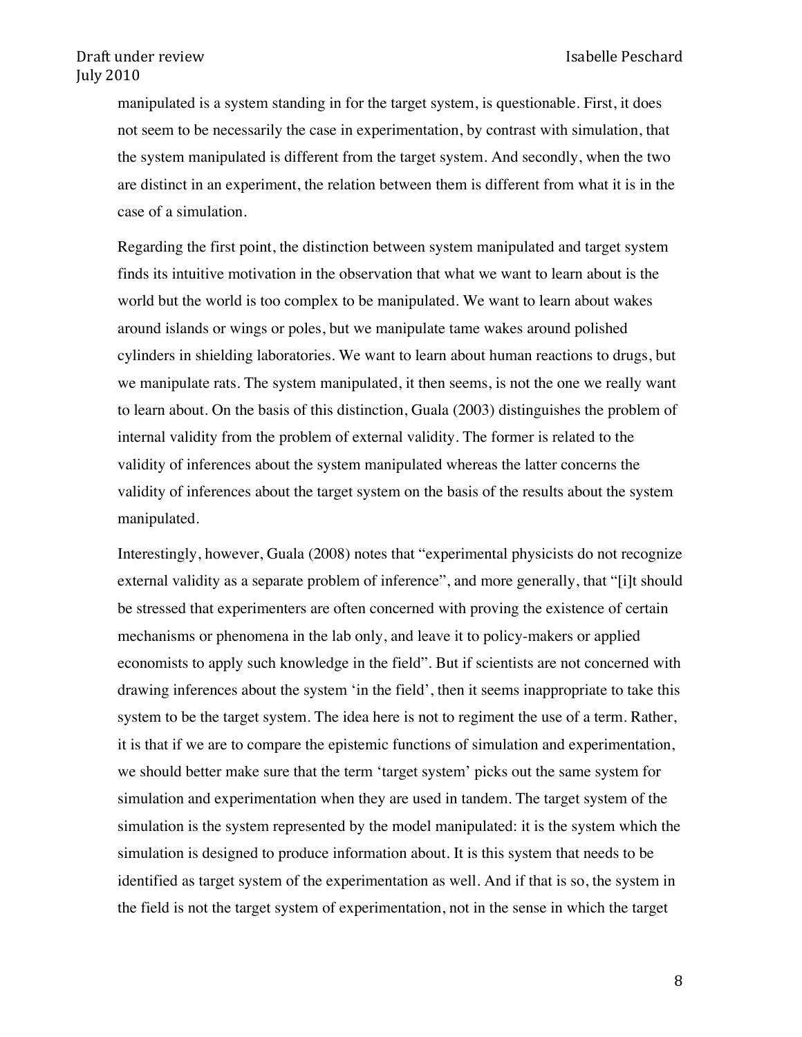manipulated is a system standing in for the target system, is questionable. First, it does not seem to be necessarily the case in experimentation, by contrast with simulation, that the system manipulated is different from the target system. And secondly, when the two are distinct in an experiment, the relation between them is different from what it is in the case of a simulation.

Regarding the first point, the distinction between system manipulated and target system finds its intuitive motivation in the observation that what we want to learn about is the world but the world is too complex to be manipulated. We want to learn about wakes around islands or wings or poles, but we manipulate tame wakes around polished cylinders in shielding laboratories. We want to learn about human reactions to drugs, but we manipulate rats. The system manipulated, it then seems, is not the one we really want to learn about. On the basis of this distinction, Guala (2003) distinguishes the problem of internal validity from the problem of external validity. The former is related to the validity of inferences about the system manipulated whereas the latter concerns the validity of inferences about the target system on the basis of the results about the system manipulated.

Interestingly, however, Guala (2008) notes that "experimental physicists do not recognize external validity as a separate problem of inference", and more generally, that "[i]t should be stressed that experimenters are often concerned with proving the existence of certain mechanisms or phenomena in the lab only, and leave it to policy-makers or applied economists to apply such knowledge in the field". But if scientists are not concerned with drawing inferences about the system 'in the field', then it seems inappropriate to take this system to be the target system. The idea here is not to regiment the use of a term. Rather, it is that if we are to compare the epistemic functions of simulation and experimentation, we should better make sure that the term 'target system' picks out the same system for simulation and experimentation when they are used in tandem. The target system of the simulation is the system represented by the model manipulated: it is the system which the simulation is designed to produce information about. It is this system that needs to be identified as target system of the experimentation as well. And if that is so, the system in the field is not the target system of experimentation, not in the sense in which the target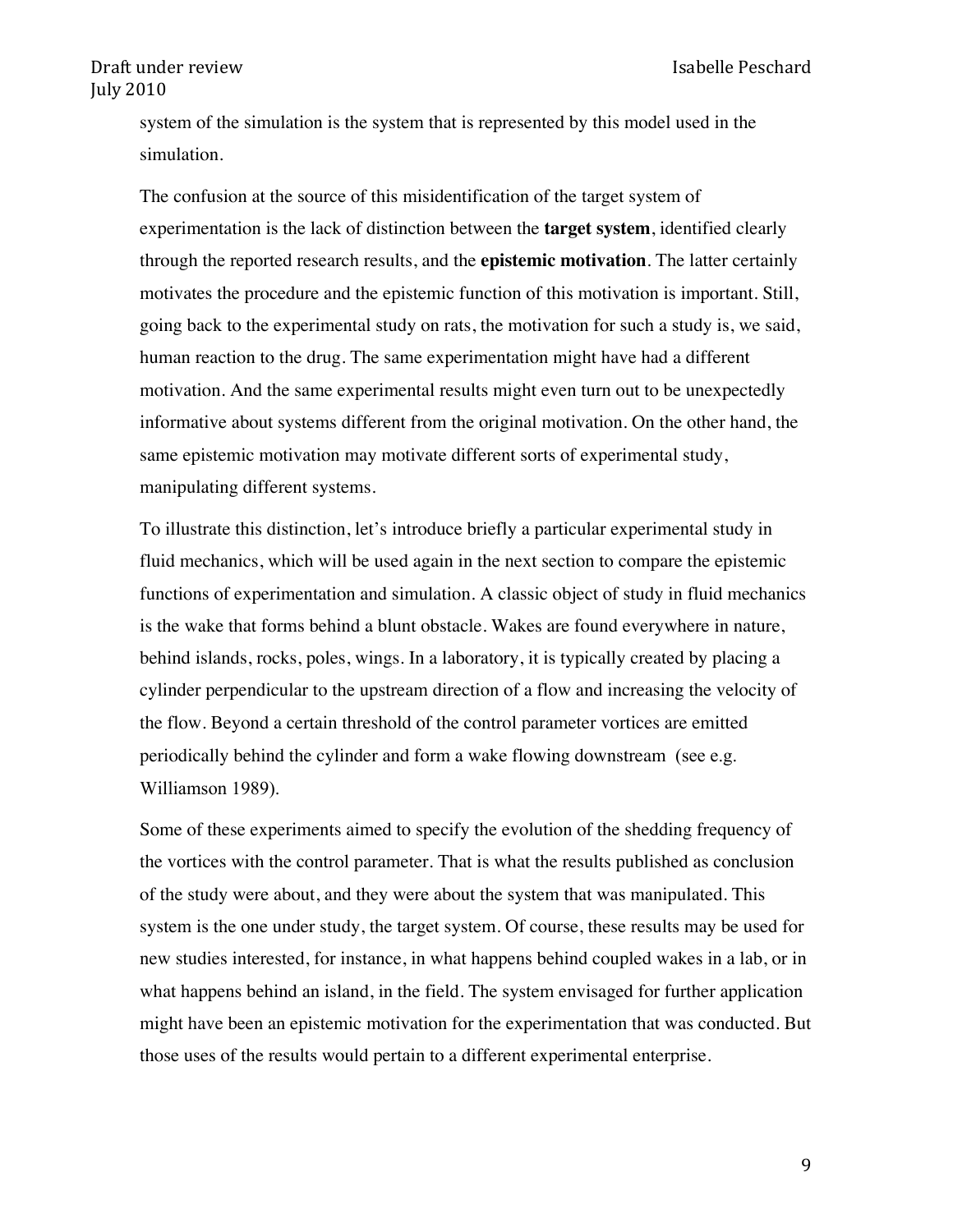system of the simulation is the system that is represented by this model used in the simulation.

The confusion at the source of this misidentification of the target system of experimentation is the lack of distinction between the **target system**, identified clearly through the reported research results, and the **epistemic motivation**. The latter certainly motivates the procedure and the epistemic function of this motivation is important. Still, going back to the experimental study on rats, the motivation for such a study is, we said, human reaction to the drug. The same experimentation might have had a different motivation. And the same experimental results might even turn out to be unexpectedly informative about systems different from the original motivation. On the other hand, the same epistemic motivation may motivate different sorts of experimental study, manipulating different systems.

To illustrate this distinction, let's introduce briefly a particular experimental study in fluid mechanics, which will be used again in the next section to compare the epistemic functions of experimentation and simulation. A classic object of study in fluid mechanics is the wake that forms behind a blunt obstacle. Wakes are found everywhere in nature, behind islands, rocks, poles, wings. In a laboratory, it is typically created by placing a cylinder perpendicular to the upstream direction of a flow and increasing the velocity of the flow. Beyond a certain threshold of the control parameter vortices are emitted periodically behind the cylinder and form a wake flowing downstream (see e.g. Williamson 1989).

Some of these experiments aimed to specify the evolution of the shedding frequency of the vortices with the control parameter. That is what the results published as conclusion of the study were about, and they were about the system that was manipulated. This system is the one under study, the target system. Of course, these results may be used for new studies interested, for instance, in what happens behind coupled wakes in a lab, or in what happens behind an island, in the field. The system envisaged for further application might have been an epistemic motivation for the experimentation that was conducted. But those uses of the results would pertain to a different experimental enterprise.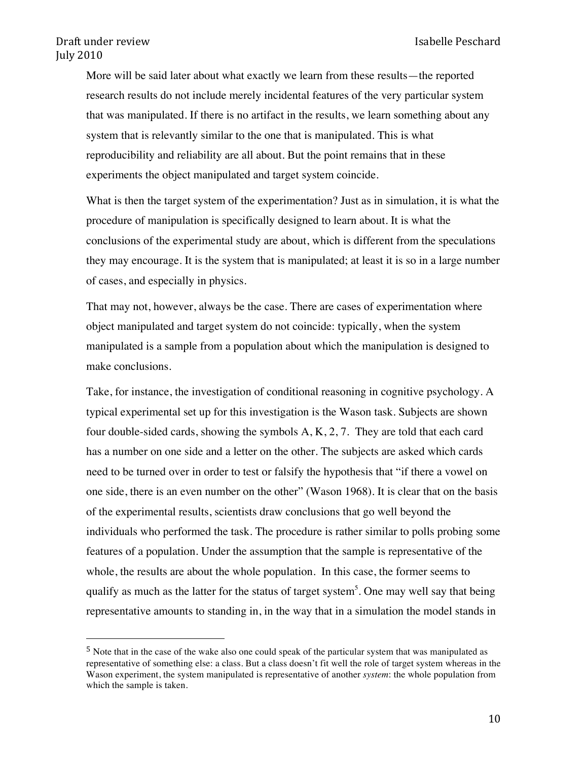More will be said later about what exactly we learn from these results—the reported research results do not include merely incidental features of the very particular system that was manipulated. If there is no artifact in the results, we learn something about any system that is relevantly similar to the one that is manipulated. This is what reproducibility and reliability are all about. But the point remains that in these experiments the object manipulated and target system coincide.

What is then the target system of the experimentation? Just as in simulation, it is what the procedure of manipulation is specifically designed to learn about. It is what the conclusions of the experimental study are about, which is different from the speculations they may encourage. It is the system that is manipulated; at least it is so in a large number of cases, and especially in physics.

That may not, however, always be the case. There are cases of experimentation where object manipulated and target system do not coincide: typically, when the system manipulated is a sample from a population about which the manipulation is designed to make conclusions.

Take, for instance, the investigation of conditional reasoning in cognitive psychology. A typical experimental set up for this investigation is the Wason task. Subjects are shown four double-sided cards, showing the symbols A, K, 2, 7. They are told that each card has a number on one side and a letter on the other. The subjects are asked which cards need to be turned over in order to test or falsify the hypothesis that "if there a vowel on one side, there is an even number on the other" (Wason 1968). It is clear that on the basis of the experimental results, scientists draw conclusions that go well beyond the individuals who performed the task. The procedure is rather similar to polls probing some features of a population. Under the assumption that the sample is representative of the whole, the results are about the whole population. In this case, the former seems to qualify as much as the latter for the status of target system[5]. One may well say that being representative amounts to standing in, in the way that in a simulation the model stands in

[5] Note that in the case of the wake also one could speak of the particular system that was manipulated as representative of something else: a class. But a class doesn't fit well the role of target system whereas in the Wason experiment, the system manipulated is representative of another *system*: the whole population from which the sample is taken.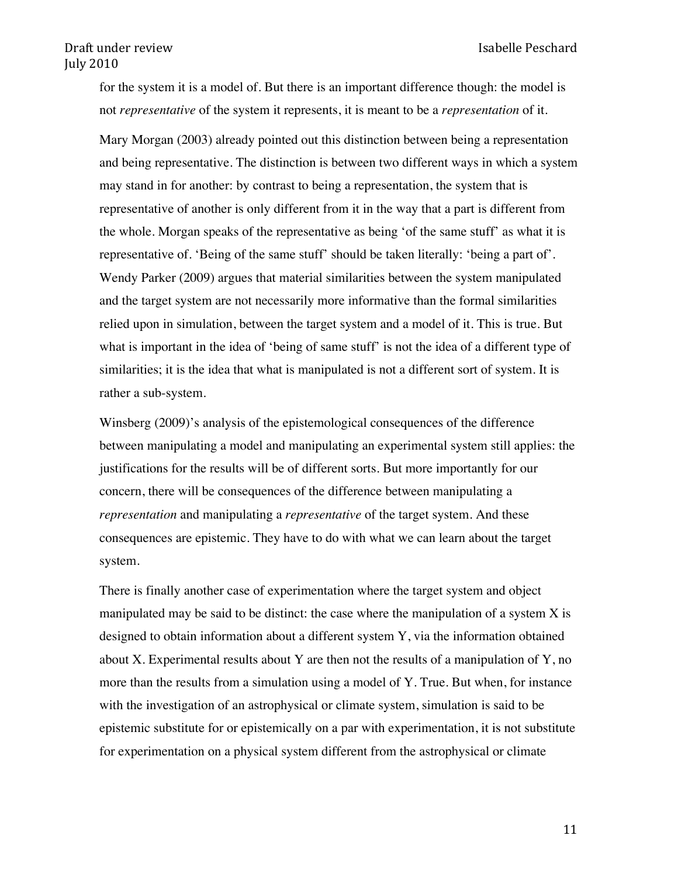for the system it is a model of. But there is an important difference though: the model is not *representative* of the system it represents, it is meant to be a *representation* of it.

Mary Morgan (2003) already pointed out this distinction between being a representation and being representative. The distinction is between two different ways in which a system may stand in for another: by contrast to being a representation, the system that is representative of another is only different from it in the way that a part is different from the whole. Morgan speaks of the representative as being 'of the same stuff' as what it is representative of. 'Being of the same stuff' should be taken literally: 'being a part of'. Wendy Parker (2009) argues that material similarities between the system manipulated and the target system are not necessarily more informative than the formal similarities relied upon in simulation, between the target system and a model of it. This is true. But what is important in the idea of 'being of same stuff' is not the idea of a different type of similarities; it is the idea that what is manipulated is not a different sort of system. It is rather a sub-system.

Winsberg (2009)'s analysis of the epistemological consequences of the difference between manipulating a model and manipulating an experimental system still applies: the justifications for the results will be of different sorts. But more importantly for our concern, there will be consequences of the difference between manipulating a *representation* and manipulating a *representative* of the target system. And these consequences are epistemic. They have to do with what we can learn about the target system.

There is finally another case of experimentation where the target system and object manipulated may be said to be distinct: the case where the manipulation of a system X is designed to obtain information about a different system Y, via the information obtained about X. Experimental results about Y are then not the results of a manipulation of Y, no more than the results from a simulation using a model of Y. True. But when, for instance with the investigation of an astrophysical or climate system, simulation is said to be epistemic substitute for or epistemically on a par with experimentation, it is not substitute for experimentation on a physical system different from the astrophysical or climate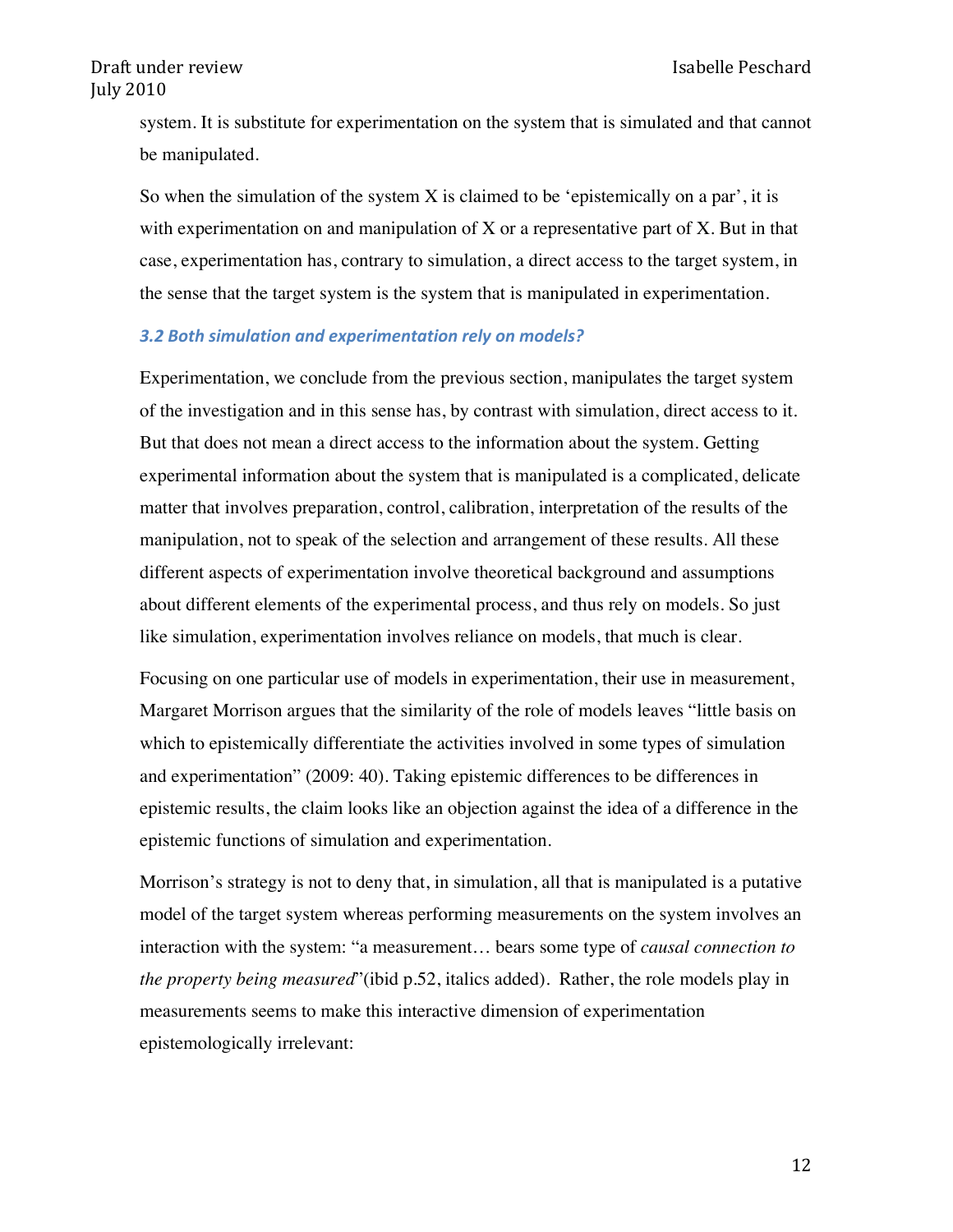system. It is substitute for experimentation on the system that is simulated and that cannot be manipulated.

So when the simulation of the system X is claimed to be 'epistemically on a par', it is with experimentation on and manipulation of X or a representative part of X. But in that case, experimentation has, contrary to simulation, a direct access to the target system, in the sense that the target system is the system that is manipulated in experimentation.

### *3.2 Both simulation and experimentation rely on models?*

Experimentation, we conclude from the previous section, manipulates the target system of the investigation and in this sense has, by contrast with simulation, direct access to it. But that does not mean a direct access to the information about the system. Getting experimental information about the system that is manipulated is a complicated, delicate matter that involves preparation, control, calibration, interpretation of the results of the manipulation, not to speak of the selection and arrangement of these results. All these different aspects of experimentation involve theoretical background and assumptions about different elements of the experimental process, and thus rely on models. So just like simulation, experimentation involves reliance on models, that much is clear.

Focusing on one particular use of models in experimentation, their use in measurement, Margaret Morrison argues that the similarity of the role of models leaves "little basis on which to epistemically differentiate the activities involved in some types of simulation and experimentation" (2009: 40). Taking epistemic differences to be differences in epistemic results, the claim looks like an objection against the idea of a difference in the epistemic functions of simulation and experimentation.

Morrison's strategy is not to deny that, in simulation, all that is manipulated is a putative model of the target system whereas performing measurements on the system involves an interaction with the system: "a measurement… bears some type of *causal connection to the property being measured*"(ibid p.52, italics added). Rather, the role models play in measurements seems to make this interactive dimension of experimentation epistemologically irrelevant: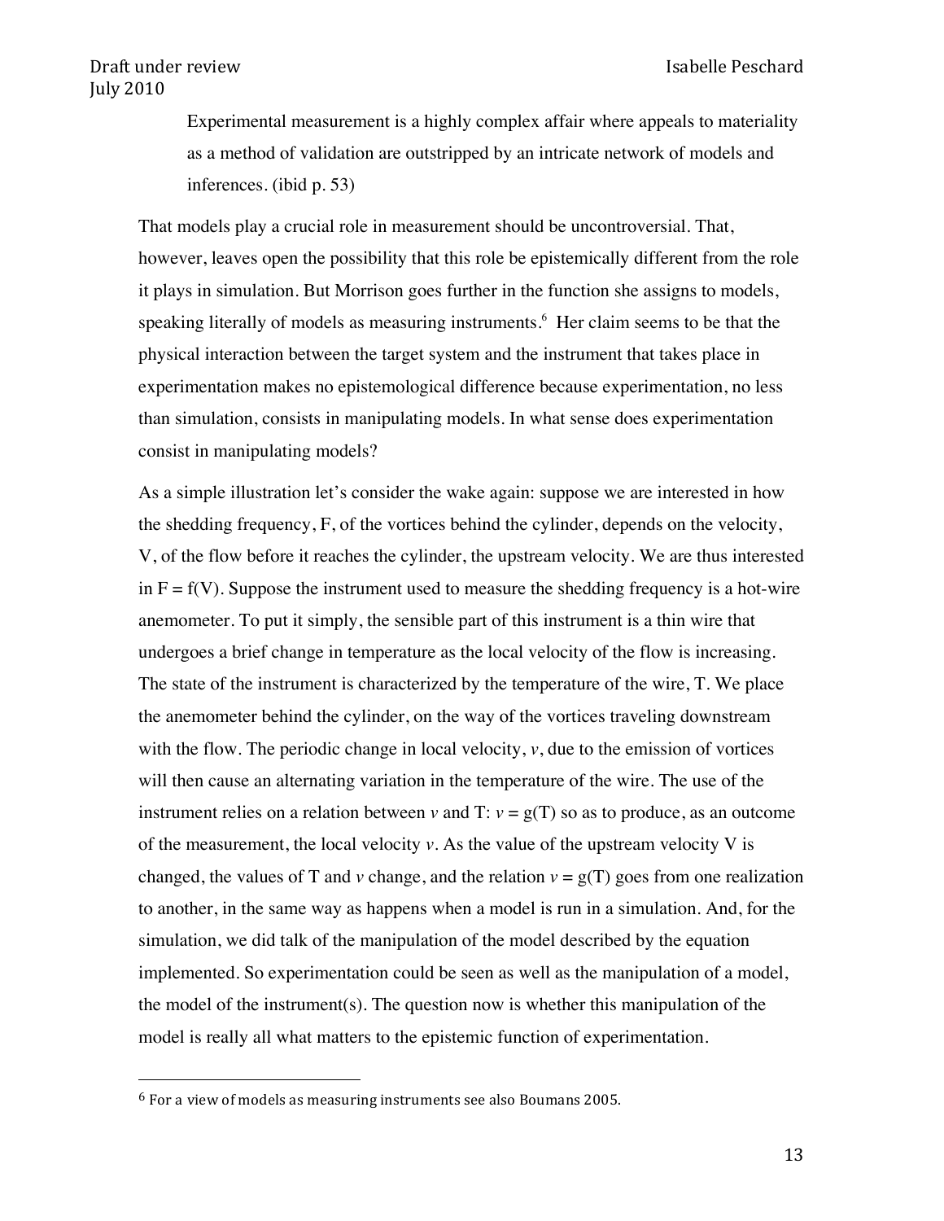> Experimental measurement is a highly complex affair where appeals to materiality as a method of validation are outstripped by an intricate network of models and inferences. (ibid p. 53)

That models play a crucial role in measurement should be uncontroversial. That, however, leaves open the possibility that this role be epistemically different from the role it plays in simulation. But Morrison goes further in the function she assigns to models, speaking literally of models as measuring instruments.[6] Her claim seems to be that the physical interaction between the target system and the instrument that takes place in experimentation makes no epistemological difference because experimentation, no less than simulation, consists in manipulating models. In what sense does experimentation consist in manipulating models?

As a simple illustration let's consider the wake again: suppose we are interested in how the shedding frequency, F, of the vortices behind the cylinder, depends on the velocity, V, of the flow before it reaches the cylinder, the upstream velocity. We are thus interested in $F = f(V)$. Suppose the instrument used to measure the shedding frequency is a hot-wire anemometer. To put it simply, the sensible part of this instrument is a thin wire that undergoes a brief change in temperature as the local velocity of the flow is increasing. The state of the instrument is characterized by the temperature of the wire, T. We place the anemometer behind the cylinder, on the way of the vortices traveling downstream with the flow. The periodic change in local velocity, $v$, due to the emission of vortices will then cause an alternating variation in the temperature of the wire. The use of the instrument relies on a relation between $v$ and T: $v = g(T)$ so as to produce, as an outcome of the measurement, the local velocity $v$. As the value of the upstream velocity V is changed, the values of T and $v$ change, and the relation $v = g(T)$ goes from one realization to another, in the same way as happens when a model is run in a simulation. And, for the simulation, we did talk of the manipulation of the model described by the equation implemented. So experimentation could be seen as well as the manipulation of a model, the model of the instrument(s). The question now is whether this manipulation of the model is really all what matters to the epistemic function of experimentation.

---

[6] For a view of models as measuring instruments see also Boumans 2005.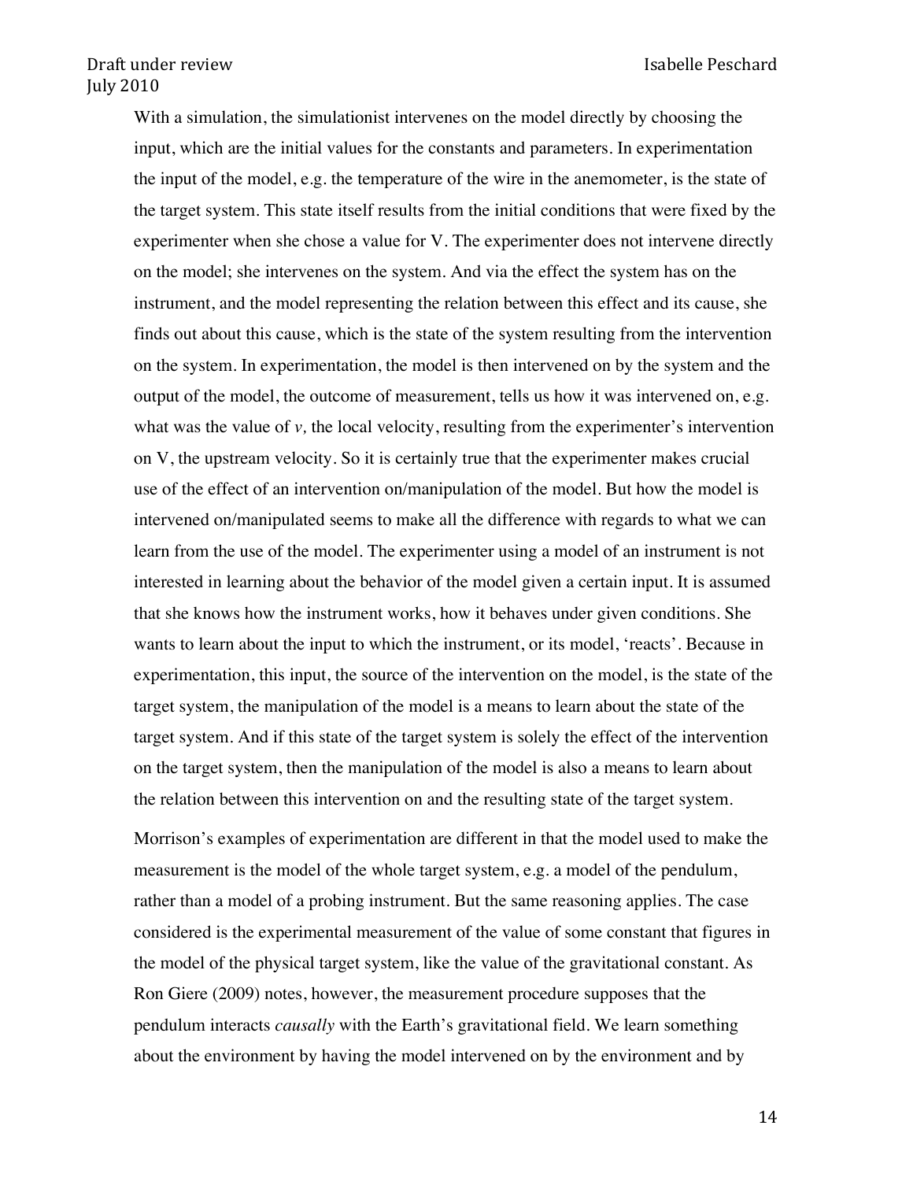With a simulation, the simulationist intervenes on the model directly by choosing the input, which are the initial values for the constants and parameters. In experimentation the input of the model, e.g. the temperature of the wire in the anemometer, is the state of the target system. This state itself results from the initial conditions that were fixed by the experimenter when she chose a value for V. The experimenter does not intervene directly on the model; she intervenes on the system. And via the effect the system has on the instrument, and the model representing the relation between this effect and its cause, she finds out about this cause, which is the state of the system resulting from the intervention on the system. In experimentation, the model is then intervened on by the system and the output of the model, the outcome of measurement, tells us how it was intervened on, e.g. what was the value of *v,* the local velocity, resulting from the experimenter's intervention on V, the upstream velocity. So it is certainly true that the experimenter makes crucial use of the effect of an intervention on/manipulation of the model. But how the model is intervened on/manipulated seems to make all the difference with regards to what we can learn from the use of the model. The experimenter using a model of an instrument is not interested in learning about the behavior of the model given a certain input. It is assumed that she knows how the instrument works, how it behaves under given conditions. She wants to learn about the input to which the instrument, or its model, 'reacts'. Because in experimentation, this input, the source of the intervention on the model, is the state of the target system, the manipulation of the model is a means to learn about the state of the target system. And if this state of the target system is solely the effect of the intervention on the target system, then the manipulation of the model is also a means to learn about the relation between this intervention on and the resulting state of the target system.

Morrison's examples of experimentation are different in that the model used to make the measurement is the model of the whole target system, e.g. a model of the pendulum, rather than a model of a probing instrument. But the same reasoning applies. The case considered is the experimental measurement of the value of some constant that figures in the model of the physical target system, like the value of the gravitational constant. As Ron Giere (2009) notes, however, the measurement procedure supposes that the pendulum interacts *causally* with the Earth's gravitational field. We learn something about the environment by having the model intervened on by the environment and by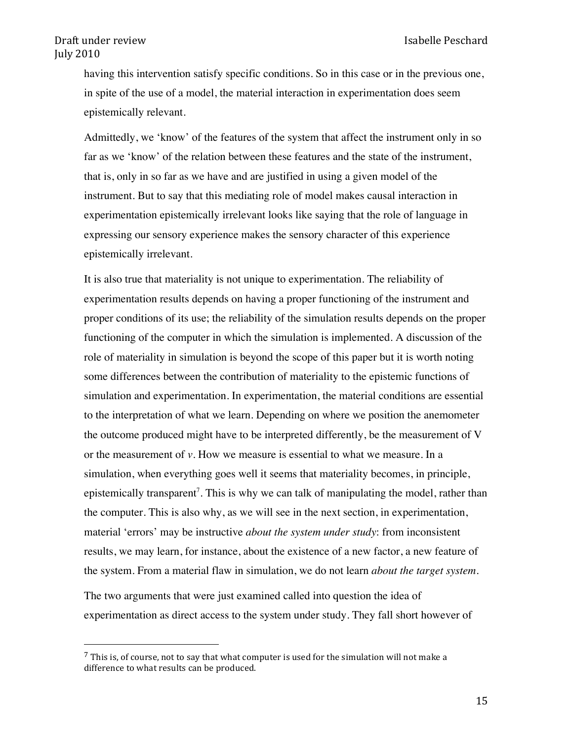having this intervention satisfy specific conditions. So in this case or in the previous one, in spite of the use of a model, the material interaction in experimentation does seem epistemically relevant.

Admittedly, we 'know' of the features of the system that affect the instrument only in so far as we 'know' of the relation between these features and the state of the instrument, that is, only in so far as we have and are justified in using a given model of the instrument. But to say that this mediating role of model makes causal interaction in experimentation epistemically irrelevant looks like saying that the role of language in expressing our sensory experience makes the sensory character of this experience epistemically irrelevant.

It is also true that materiality is not unique to experimentation. The reliability of experimentation results depends on having a proper functioning of the instrument and proper conditions of its use; the reliability of the simulation results depends on the proper functioning of the computer in which the simulation is implemented. A discussion of the role of materiality in simulation is beyond the scope of this paper but it is worth noting some differences between the contribution of materiality to the epistemic functions of simulation and experimentation. In experimentation, the material conditions are essential to the interpretation of what we learn. Depending on where we position the anemometer the outcome produced might have to be interpreted differently, be the measurement of V or the measurement of $v$. How we measure is essential to what we measure. In a simulation, when everything goes well it seems that materiality becomes, in principle, epistemically transparent[7]. This is why we can talk of manipulating the model, rather than the computer. This is also why, as we will see in the next section, in experimentation, material 'errors' may be instructive *about the system under study*: from inconsistent results, we may learn, for instance, about the existence of a new factor, a new feature of the system. From a material flaw in simulation, we do not learn *about the target system*.

The two arguments that were just examined called into question the idea of experimentation as direct access to the system under study. They fall short however of

[7] This is, of course, not to say that what computer is used for the simulation will not make a difference to what results can be produced.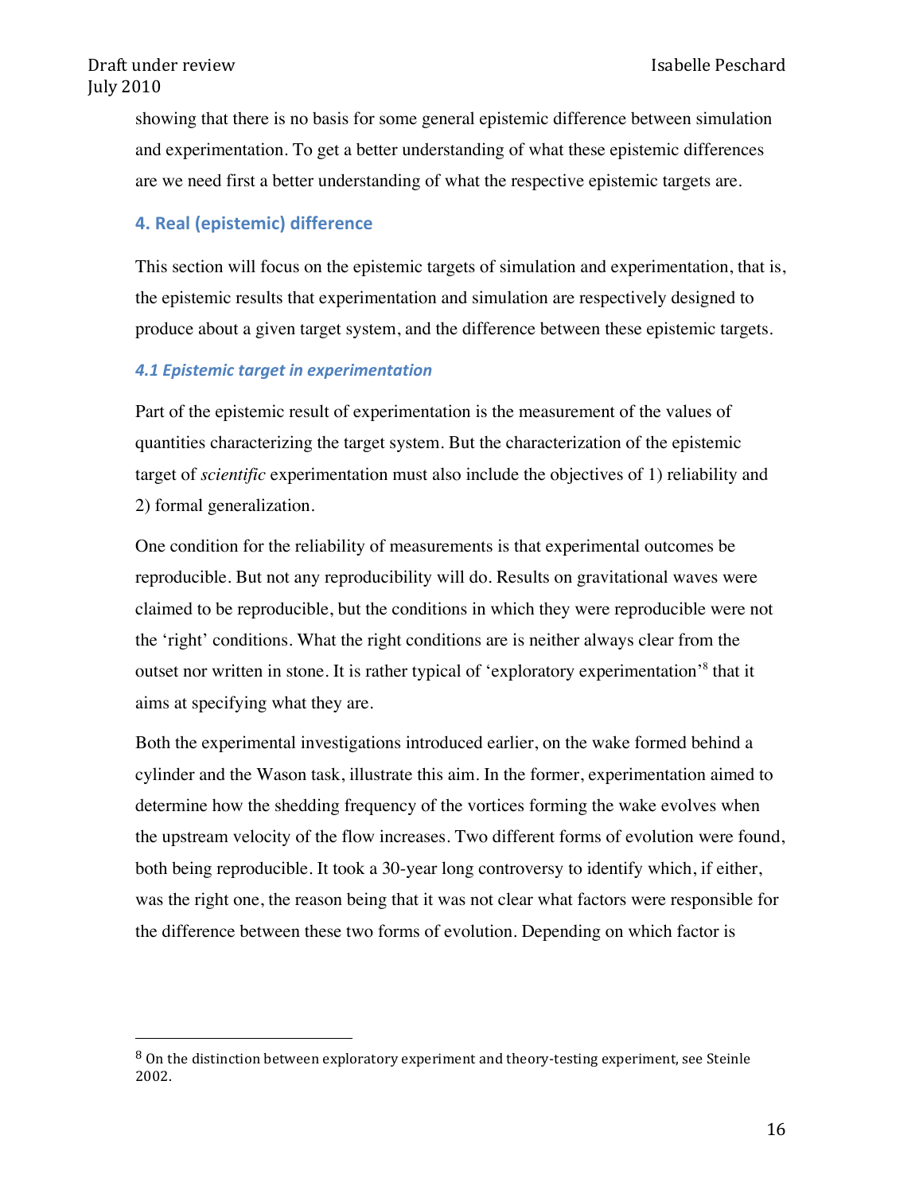showing that there is no basis for some general epistemic difference between simulation and experimentation. To get a better understanding of what these epistemic differences are we need first a better understanding of what the respective epistemic targets are.

## 4. Real (epistemic) difference

This section will focus on the epistemic targets of simulation and experimentation, that is, the epistemic results that experimentation and simulation are respectively designed to produce about a given target system, and the difference between these epistemic targets.

### *4.1 Epistemic target in experimentation*

Part of the epistemic result of experimentation is the measurement of the values of quantities characterizing the target system. But the characterization of the epistemic target of *scientific* experimentation must also include the objectives of 1) reliability and 2) formal generalization.

One condition for the reliability of measurements is that experimental outcomes be reproducible. But not any reproducibility will do. Results on gravitational waves were claimed to be reproducible, but the conditions in which they were reproducible were not the 'right' conditions. What the right conditions are is neither always clear from the outset nor written in stone. It is rather typical of 'exploratory experimentation'[8] that it aims at specifying what they are.

Both the experimental investigations introduced earlier, on the wake formed behind a cylinder and the Wason task, illustrate this aim. In the former, experimentation aimed to determine how the shedding frequency of the vortices forming the wake evolves when the upstream velocity of the flow increases. Two different forms of evolution were found, both being reproducible. It took a 30-year long controversy to identify which, if either, was the right one, the reason being that it was not clear what factors were responsible for the difference between these two forms of evolution. Depending on which factor is

[8] On the distinction between exploratory experiment and theory-testing experiment, see Steinle 2002.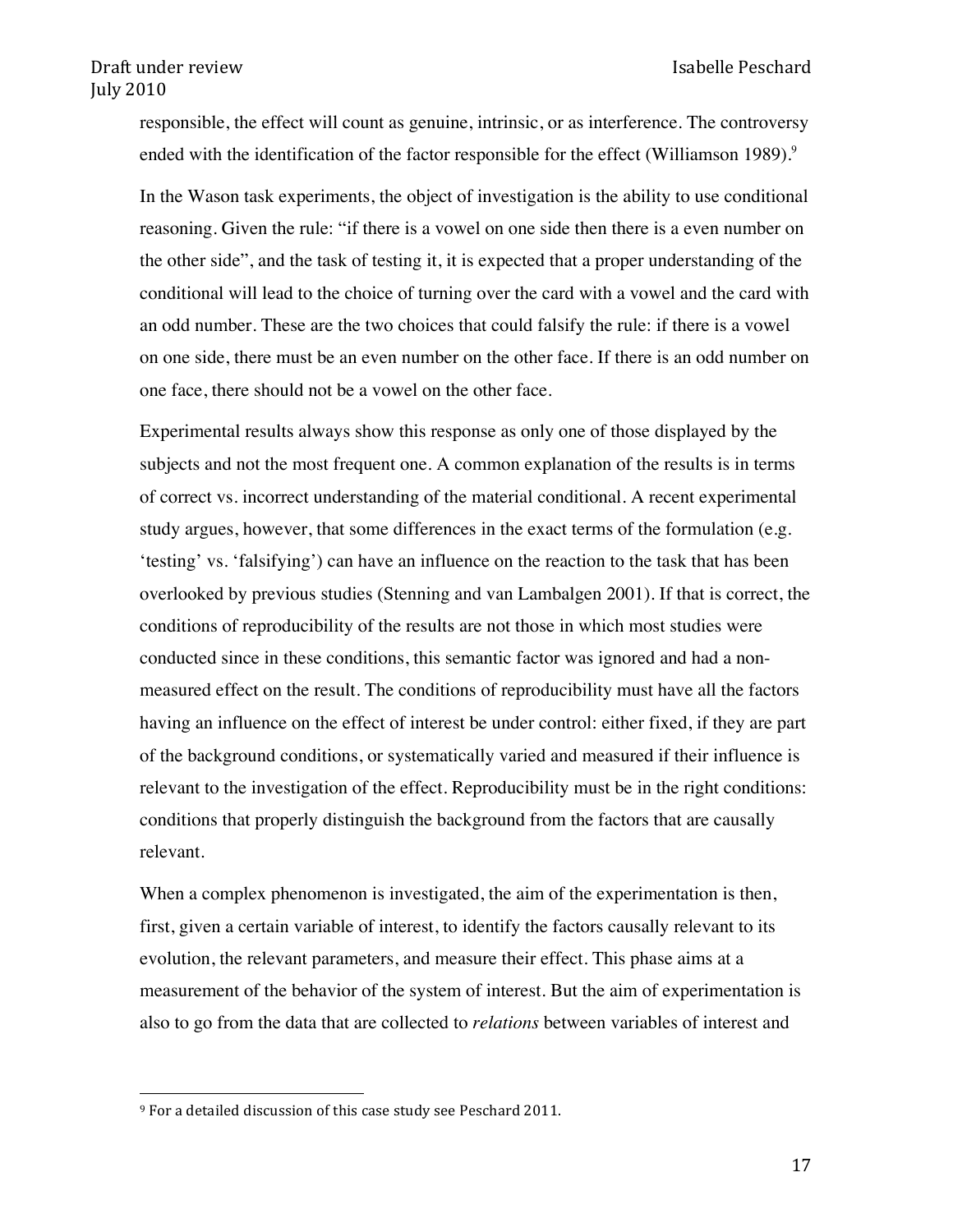responsible, the effect will count as genuine, intrinsic, or as interference. The controversy ended with the identification of the factor responsible for the effect (Williamson 1989).[9]

In the Wason task experiments, the object of investigation is the ability to use conditional reasoning. Given the rule: "if there is a vowel on one side then there is a even number on the other side", and the task of testing it, it is expected that a proper understanding of the conditional will lead to the choice of turning over the card with a vowel and the card with an odd number. These are the two choices that could falsify the rule: if there is a vowel on one side, there must be an even number on the other face. If there is an odd number on one face, there should not be a vowel on the other face.

Experimental results always show this response as only one of those displayed by the subjects and not the most frequent one. A common explanation of the results is in terms of correct vs. incorrect understanding of the material conditional. A recent experimental study argues, however, that some differences in the exact terms of the formulation (e.g. 'testing' vs. 'falsifying') can have an influence on the reaction to the task that has been overlooked by previous studies (Stenning and van Lambalgen 2001). If that is correct, the conditions of reproducibility of the results are not those in which most studies were conducted since in these conditions, this semantic factor was ignored and had a non-measured effect on the result. The conditions of reproducibility must have all the factors having an influence on the effect of interest be under control: either fixed, if they are part of the background conditions, or systematically varied and measured if their influence is relevant to the investigation of the effect. Reproducibility must be in the right conditions: conditions that properly distinguish the background from the factors that are causally relevant.

When a complex phenomenon is investigated, the aim of the experimentation is then, first, given a certain variable of interest, to identify the factors causally relevant to its evolution, the relevant parameters, and measure their effect. This phase aims at a measurement of the behavior of the system of interest. But the aim of experimentation is also to go from the data that are collected to *relations* between variables of interest and

[9] For a detailed discussion of this case study see Peschard 2011.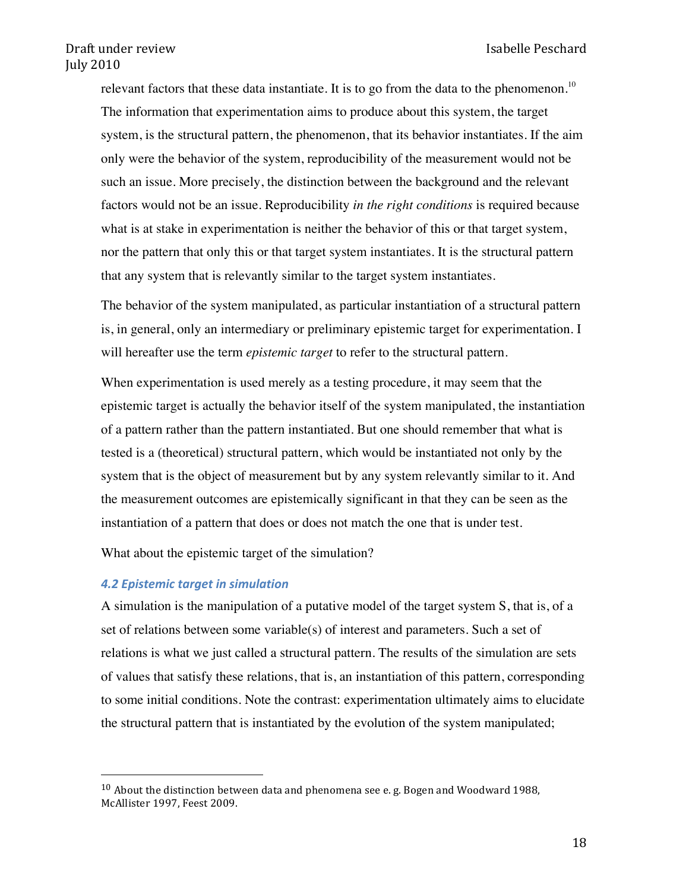relevant factors that these data instantiate. It is to go from the data to the phenomenon.[10] The information that experimentation aims to produce about this system, the target system, is the structural pattern, the phenomenon, that its behavior instantiates. If the aim only were the behavior of the system, reproducibility of the measurement would not be such an issue. More precisely, the distinction between the background and the relevant factors would not be an issue. Reproducibility *in the right conditions* is required because what is at stake in experimentation is neither the behavior of this or that target system, nor the pattern that only this or that target system instantiates. It is the structural pattern that any system that is relevantly similar to the target system instantiates.

The behavior of the system manipulated, as particular instantiation of a structural pattern is, in general, only an intermediary or preliminary epistemic target for experimentation. I will hereafter use the term *epistemic target* to refer to the structural pattern.

When experimentation is used merely as a testing procedure, it may seem that the epistemic target is actually the behavior itself of the system manipulated, the instantiation of a pattern rather than the pattern instantiated. But one should remember that what is tested is a (theoretical) structural pattern, which would be instantiated not only by the system that is the object of measurement but by any system relevantly similar to it. And the measurement outcomes are epistemically significant in that they can be seen as the instantiation of a pattern that does or does not match the one that is under test.

What about the epistemic target of the simulation?

### *4.2 Epistemic target in simulation*

A simulation is the manipulation of a putative model of the target system S, that is, of a set of relations between some variable(s) of interest and parameters. Such a set of relations is what we just called a structural pattern. The results of the simulation are sets of values that satisfy these relations, that is, an instantiation of this pattern, corresponding to some initial conditions. Note the contrast: experimentation ultimately aims to elucidate the structural pattern that is instantiated by the evolution of the system manipulated;

---

[10] About the distinction between data and phenomena see e. g. Bogen and Woodward 1988, McAllister 1997, Feest 2009.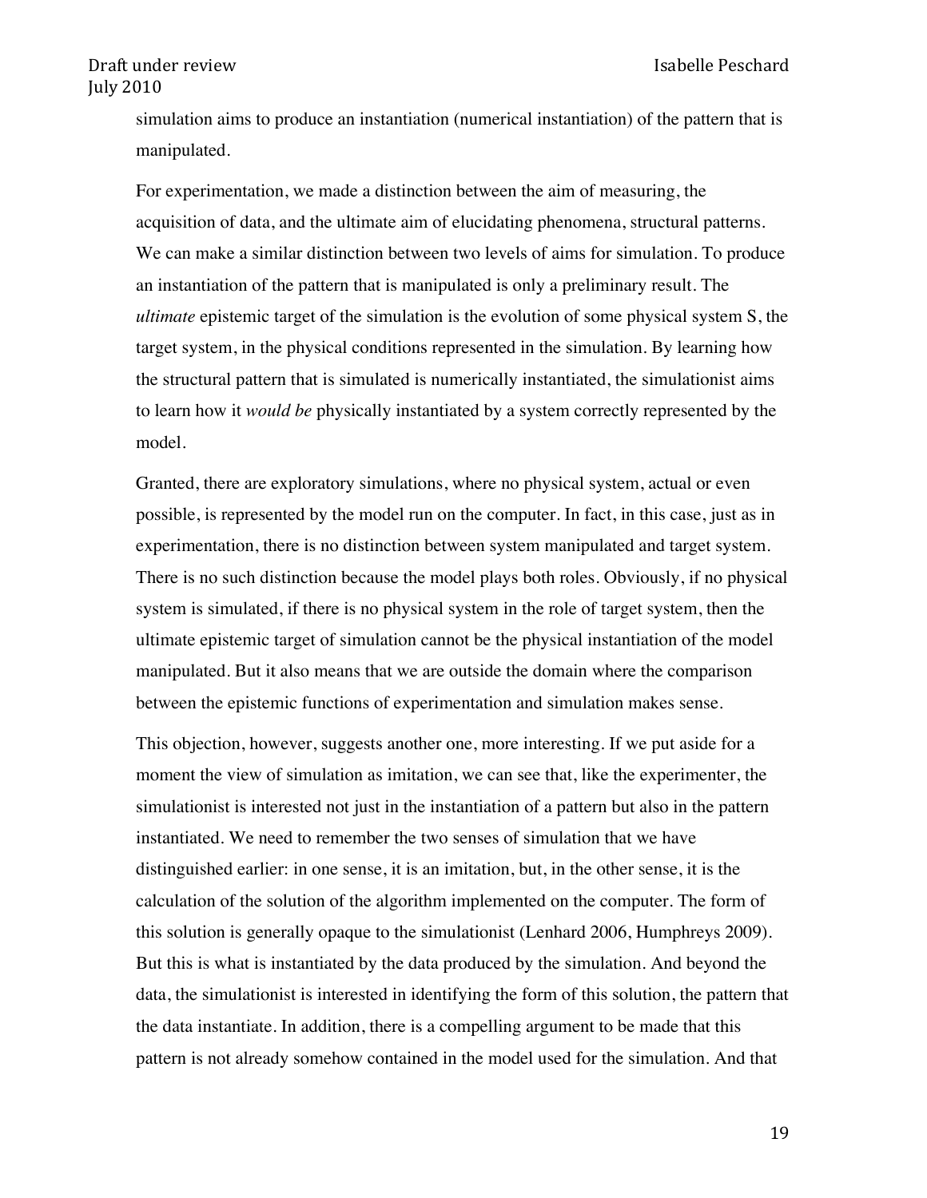simulation aims to produce an instantiation (numerical instantiation) of the pattern that is manipulated.

For experimentation, we made a distinction between the aim of measuring, the acquisition of data, and the ultimate aim of elucidating phenomena, structural patterns. We can make a similar distinction between two levels of aims for simulation. To produce an instantiation of the pattern that is manipulated is only a preliminary result. The *ultimate* epistemic target of the simulation is the evolution of some physical system S, the target system, in the physical conditions represented in the simulation. By learning how the structural pattern that is simulated is numerically instantiated, the simulationist aims to learn how it *would be* physically instantiated by a system correctly represented by the model.

Granted, there are exploratory simulations, where no physical system, actual or even possible, is represented by the model run on the computer. In fact, in this case, just as in experimentation, there is no distinction between system manipulated and target system. There is no such distinction because the model plays both roles. Obviously, if no physical system is simulated, if there is no physical system in the role of target system, then the ultimate epistemic target of simulation cannot be the physical instantiation of the model manipulated. But it also means that we are outside the domain where the comparison between the epistemic functions of experimentation and simulation makes sense.

This objection, however, suggests another one, more interesting. If we put aside for a moment the view of simulation as imitation, we can see that, like the experimenter, the simulationist is interested not just in the instantiation of a pattern but also in the pattern instantiated. We need to remember the two senses of simulation that we have distinguished earlier: in one sense, it is an imitation, but, in the other sense, it is the calculation of the solution of the algorithm implemented on the computer. The form of this solution is generally opaque to the simulationist (Lenhard 2006, Humphreys 2009). But this is what is instantiated by the data produced by the simulation. And beyond the data, the simulationist is interested in identifying the form of this solution, the pattern that the data instantiate. In addition, there is a compelling argument to be made that this pattern is not already somehow contained in the model used for the simulation. And that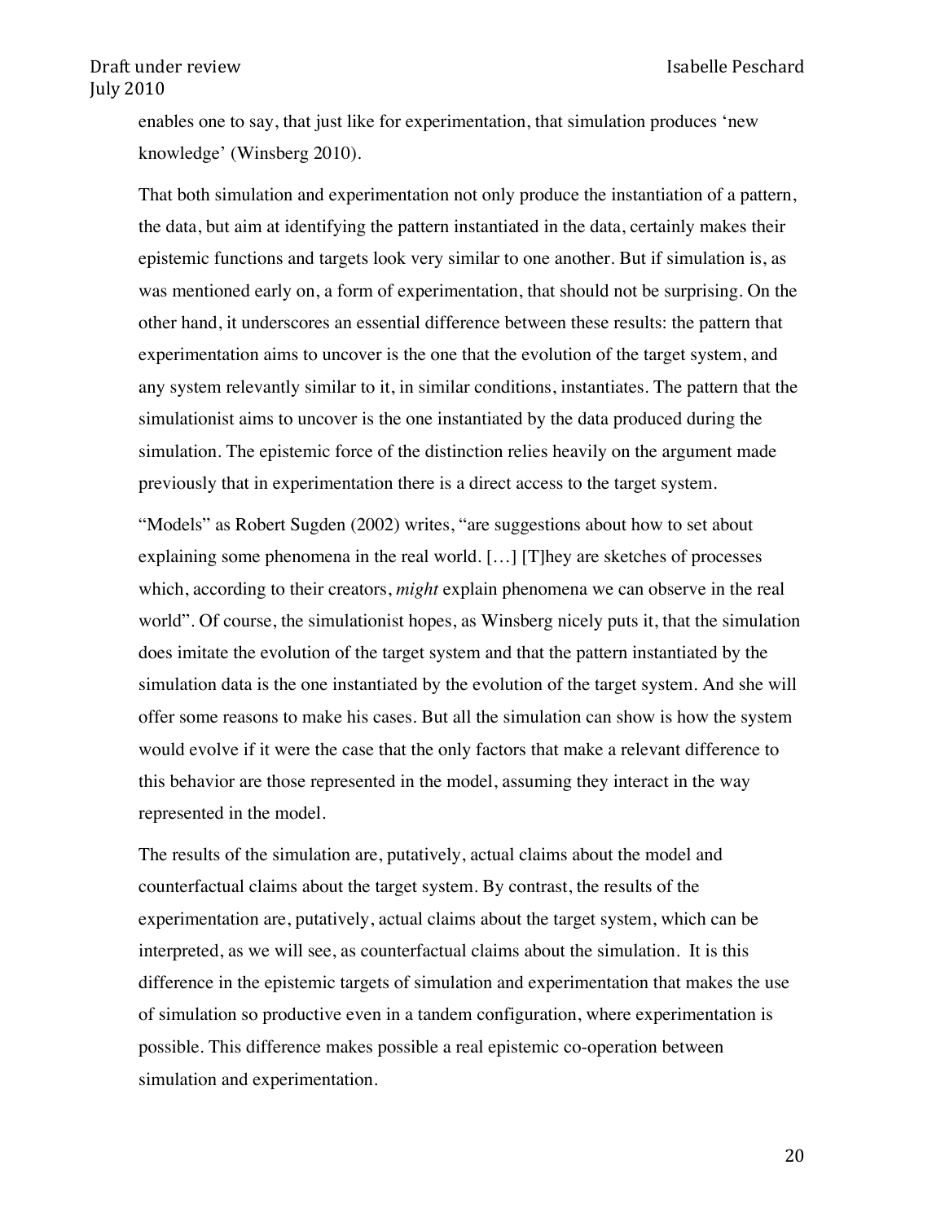enables one to say, that just like for experimentation, that simulation produces 'new knowledge' (Winsberg 2010).

That both simulation and experimentation not only produce the instantiation of a pattern, the data, but aim at identifying the pattern instantiated in the data, certainly makes their epistemic functions and targets look very similar to one another. But if simulation is, as was mentioned early on, a form of experimentation, that should not be surprising. On the other hand, it underscores an essential difference between these results: the pattern that experimentation aims to uncover is the one that the evolution of the target system, and any system relevantly similar to it, in similar conditions, instantiates. The pattern that the simulationist aims to uncover is the one instantiated by the data produced during the simulation. The epistemic force of the distinction relies heavily on the argument made previously that in experimentation there is a direct access to the target system.

"Models" as Robert Sugden (2002) writes, "are suggestions about how to set about explaining some phenomena in the real world. […] [T]hey are sketches of processes which, according to their creators, *might* explain phenomena we can observe in the real world". Of course, the simulationist hopes, as Winsberg nicely puts it, that the simulation does imitate the evolution of the target system and that the pattern instantiated by the simulation data is the one instantiated by the evolution of the target system. And she will offer some reasons to make his cases. But all the simulation can show is how the system would evolve if it were the case that the only factors that make a relevant difference to this behavior are those represented in the model, assuming they interact in the way represented in the model.

The results of the simulation are, putatively, actual claims about the model and counterfactual claims about the target system. By contrast, the results of the experimentation are, putatively, actual claims about the target system, which can be interpreted, as we will see, as counterfactual claims about the simulation. It is this difference in the epistemic targets of simulation and experimentation that makes the use of simulation so productive even in a tandem configuration, where experimentation is possible. This difference makes possible a real epistemic co-operation between simulation and experimentation.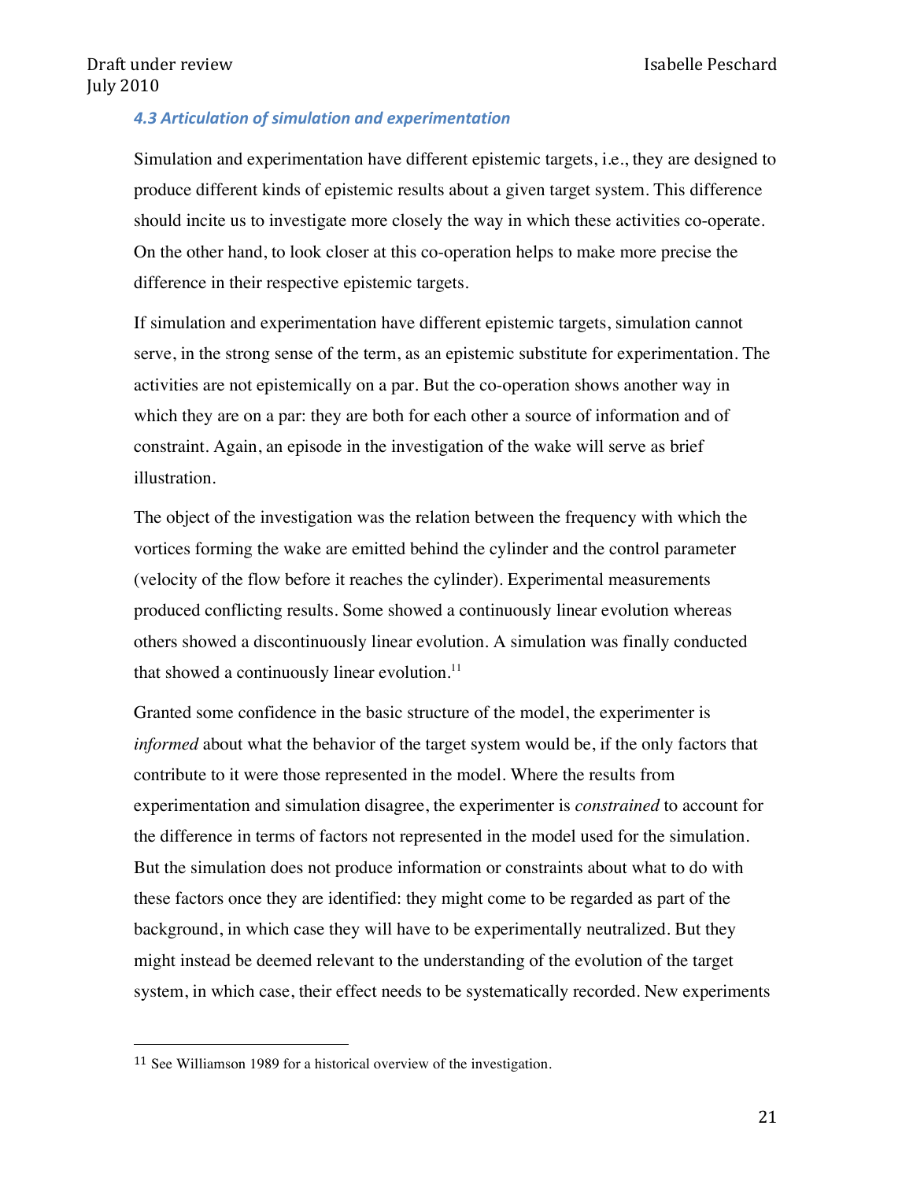### *4.3 Articulation of simulation and experimentation*

Simulation and experimentation have different epistemic targets, i.e., they are designed to produce different kinds of epistemic results about a given target system. This difference should incite us to investigate more closely the way in which these activities co-operate. On the other hand, to look closer at this co-operation helps to make more precise the difference in their respective epistemic targets.

If simulation and experimentation have different epistemic targets, simulation cannot serve, in the strong sense of the term, as an epistemic substitute for experimentation. The activities are not epistemically on a par. But the co-operation shows another way in which they are on a par: they are both for each other a source of information and of constraint. Again, an episode in the investigation of the wake will serve as brief illustration.

The object of the investigation was the relation between the frequency with which the vortices forming the wake are emitted behind the cylinder and the control parameter (velocity of the flow before it reaches the cylinder). Experimental measurements produced conflicting results. Some showed a continuously linear evolution whereas others showed a discontinuously linear evolution. A simulation was finally conducted that showed a continuously linear evolution.[11]

Granted some confidence in the basic structure of the model, the experimenter is *informed* about what the behavior of the target system would be, if the only factors that contribute to it were those represented in the model. Where the results from experimentation and simulation disagree, the experimenter is *constrained* to account for the difference in terms of factors not represented in the model used for the simulation. But the simulation does not produce information or constraints about what to do with these factors once they are identified: they might come to be regarded as part of the background, in which case they will have to be experimentally neutralized. But they might instead be deemed relevant to the understanding of the evolution of the target system, in which case, their effect needs to be systematically recorded. New experiments

[11] See Williamson 1989 for a historical overview of the investigation.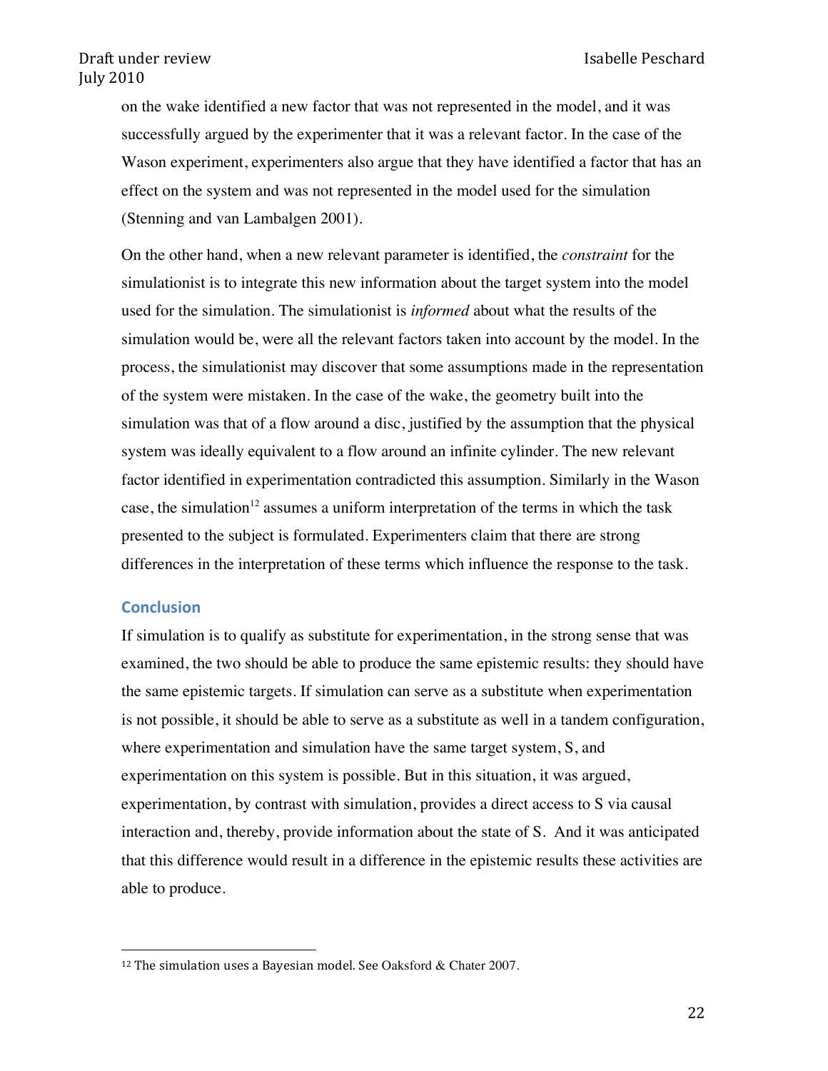on the wake identified a new factor that was not represented in the model, and it was successfully argued by the experimenter that it was a relevant factor. In the case of the Wason experiment, experimenters also argue that they have identified a factor that has an effect on the system and was not represented in the model used for the simulation (Stenning and van Lambalgen 2001).

On the other hand, when a new relevant parameter is identified, the *constraint* for the simulationist is to integrate this new information about the target system into the model used for the simulation. The simulationist is *informed* about what the results of the simulation would be, were all the relevant factors taken into account by the model. In the process, the simulationist may discover that some assumptions made in the representation of the system were mistaken. In the case of the wake, the geometry built into the simulation was that of a flow around a disc, justified by the assumption that the physical system was ideally equivalent to a flow around an infinite cylinder. The new relevant factor identified in experimentation contradicted this assumption. Similarly in the Wason case, the simulation[12] assumes a uniform interpretation of the terms in which the task presented to the subject is formulated. Experimenters claim that there are strong differences in the interpretation of these terms which influence the response to the task.

## Conclusion

If simulation is to qualify as substitute for experimentation, in the strong sense that was examined, the two should be able to produce the same epistemic results: they should have the same epistemic targets. If simulation can serve as a substitute when experimentation is not possible, it should be able to serve as a substitute as well in a tandem configuration, where experimentation and simulation have the same target system, S, and experimentation on this system is possible. But in this situation, it was argued, experimentation, by contrast with simulation, provides a direct access to S via causal interaction and, thereby, provide information about the state of S. And it was anticipated that this difference would result in a difference in the epistemic results these activities are able to produce.

[12] The simulation uses a Bayesian model. See Oaksford & Chater 2007.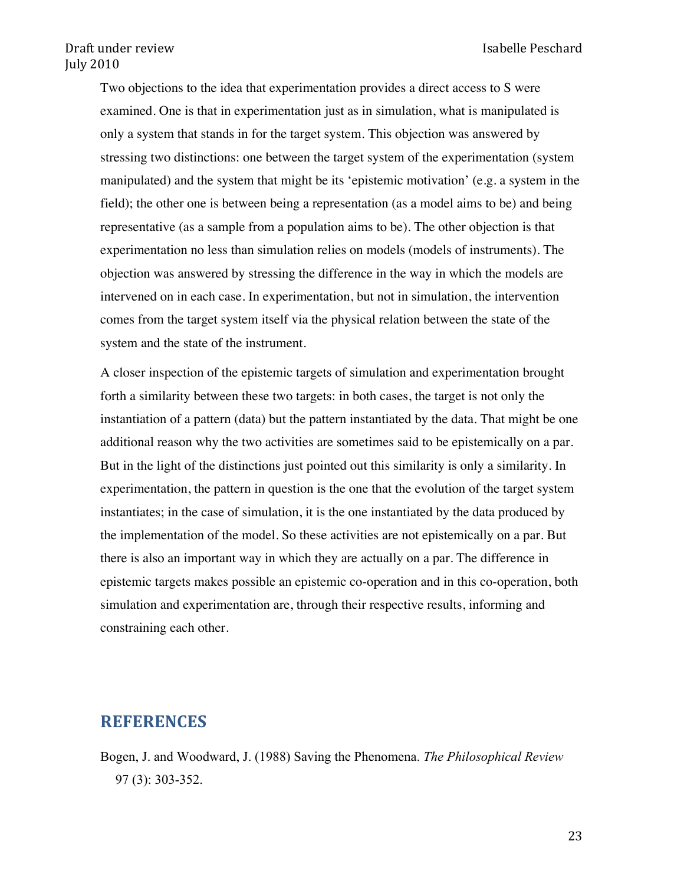Two objections to the idea that experimentation provides a direct access to S were examined. One is that in experimentation just as in simulation, what is manipulated is only a system that stands in for the target system. This objection was answered by stressing two distinctions: one between the target system of the experimentation (system manipulated) and the system that might be its 'epistemic motivation' (e.g. a system in the field); the other one is between being a representation (as a model aims to be) and being representative (as a sample from a population aims to be). The other objection is that experimentation no less than simulation relies on models (models of instruments). The objection was answered by stressing the difference in the way in which the models are intervened on in each case. In experimentation, but not in simulation, the intervention comes from the target system itself via the physical relation between the state of the system and the state of the instrument.

A closer inspection of the epistemic targets of simulation and experimentation brought forth a similarity between these two targets: in both cases, the target is not only the instantiation of a pattern (data) but the pattern instantiated by the data. That might be one additional reason why the two activities are sometimes said to be epistemically on a par. But in the light of the distinctions just pointed out this similarity is only a similarity. In experimentation, the pattern in question is the one that the evolution of the target system instantiates; in the case of simulation, it is the one instantiated by the data produced by the implementation of the model. So these activities are not epistemically on a par. But there is also an important way in which they are actually on a par. The difference in epistemic targets makes possible an epistemic co-operation and in this co-operation, both simulation and experimentation are, through their respective results, informing and constraining each other.

## REFERENCES

Bogen, J. and Woodward, J. (1988) Saving the Phenomena. *The Philosophical Review* 97 (3): 303-352.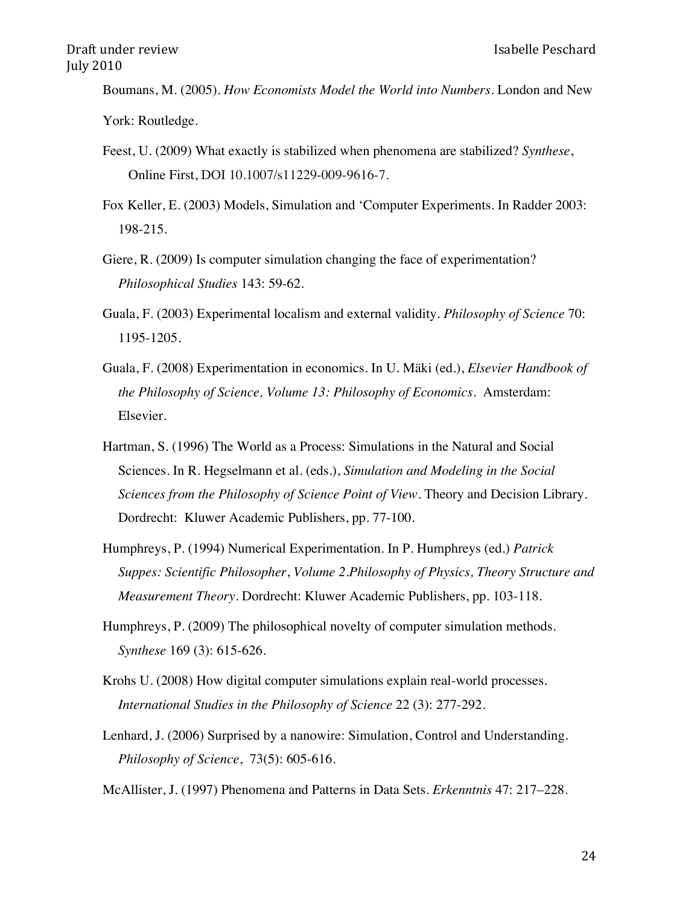Boumans, M. (2005). *How Economists Model the World into Numbers*. London and New York: Routledge.

Feest, U. (2009) What exactly is stabilized when phenomena are stabilized? *Synthese*, Online First, DOI 10.1007/s11229-009-9616-7.

Fox Keller, E. (2003) Models, Simulation and 'Computer Experiments. In Radder 2003: 198-215.

Giere, R. (2009) Is computer simulation changing the face of experimentation? *Philosophical Studies* 143: 59-62.

Guala, F. (2003) Experimental localism and external validity. *Philosophy of Science* 70: 1195-1205.

Guala, F. (2008) Experimentation in economics. In U. Mäki (ed.), *Elsevier Handbook of the Philosophy of Science, Volume 13: Philosophy of Economics*. Amsterdam: Elsevier.

Hartman, S. (1996) The World as a Process: Simulations in the Natural and Social Sciences. In R. Hegselmann et al. (eds.), *Simulation and Modeling in the Social Sciences from the Philosophy of Science Point of View*. Theory and Decision Library. Dordrecht: Kluwer Academic Publishers, pp. 77-100.

Humphreys, P. (1994) Numerical Experimentation. In P. Humphreys (ed.) *Patrick Suppes: Scientific Philosopher*, *Volume 2.Philosophy of Physics, Theory Structure and Measurement Theory*. Dordrecht: Kluwer Academic Publishers, pp. 103-118.

Humphreys, P. (2009) The philosophical novelty of computer simulation methods. *Synthese* 169 (3): 615-626.

Krohs U. (2008) How digital computer simulations explain real-world processes. *International Studies in the Philosophy of Science* 22 (3): 277-292.

Lenhard, J. (2006) Surprised by a nanowire: Simulation, Control and Understanding. *Philosophy of Science*, 73(5): 605-616.

McAllister, J. (1997) Phenomena and Patterns in Data Sets. *Erkenntnis* 47: 217–228.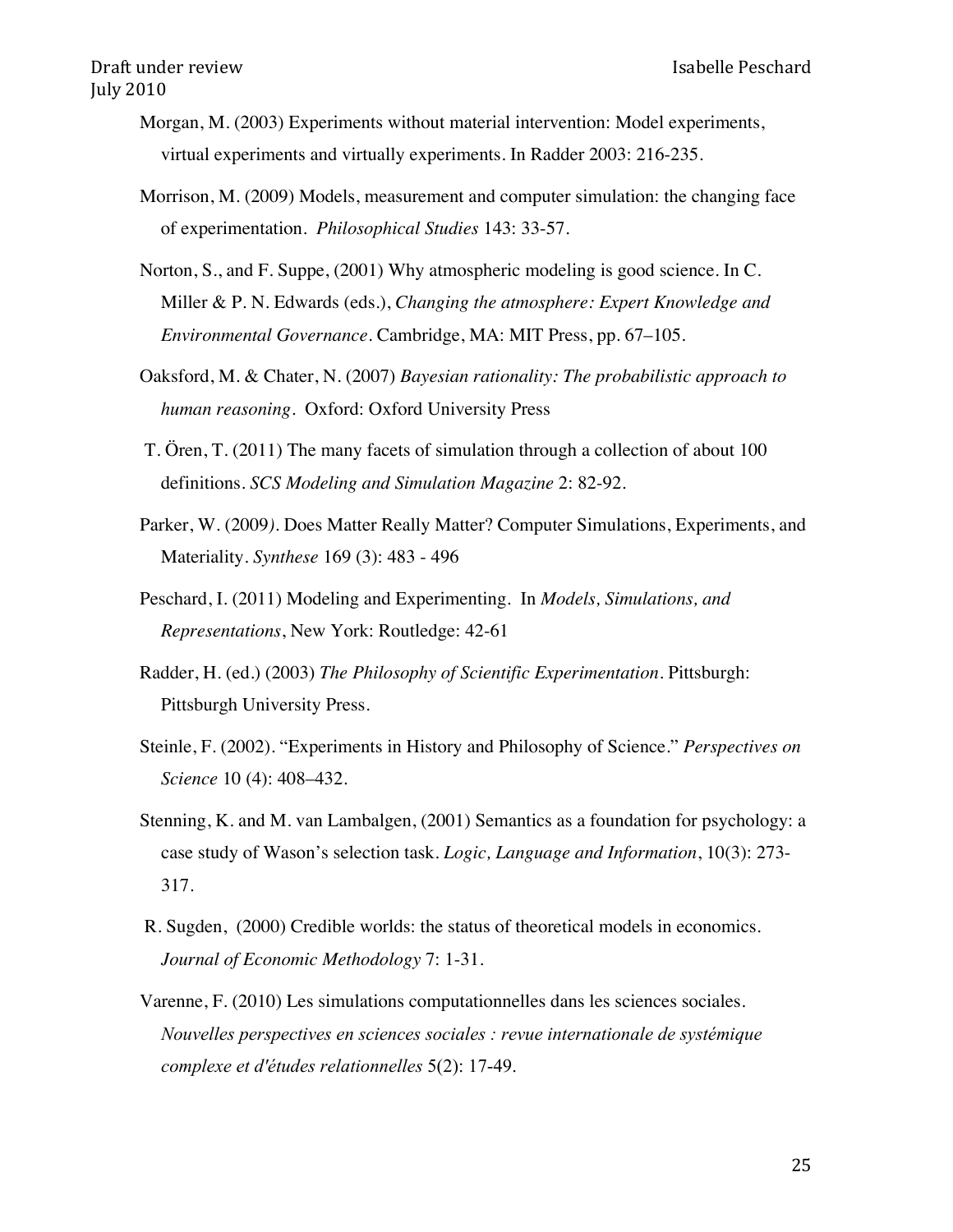Morgan, M. (2003) Experiments without material intervention: Model experiments, virtual experiments and virtually experiments. In Radder 2003: 216-235.

Morrison, M. (2009) Models, measurement and computer simulation: the changing face of experimentation. *Philosophical Studies* 143: 33-57.

Norton, S., and F. Suppe, (2001) Why atmospheric modeling is good science. In C. Miller & P. N. Edwards (eds.), *Changing the atmosphere: Expert Knowledge and Environmental Governance*. Cambridge, MA: MIT Press, pp. 67–105.

Oaksford, M. & Chater, N. (2007) *Bayesian rationality: The probabilistic approach to human reasoning*. Oxford: Oxford University Press

T. Ören, T. (2011) The many facets of simulation through a collection of about 100 definitions. *SCS Modeling and Simulation Magazine* 2: 82-92.

Parker, W. (2009*)*. Does Matter Really Matter? Computer Simulations, Experiments, and Materiality. *Synthese* 169 (3): 483 - 496

Peschard, I. (2011) Modeling and Experimenting. In *Models, Simulations, and Representations*, New York: Routledge: 42-61

Radder, H. (ed.) (2003) *The Philosophy of Scientific Experimentation*. Pittsburgh: Pittsburgh University Press.

Steinle, F. (2002). "Experiments in History and Philosophy of Science." *Perspectives on Science* 10 (4): 408–432.

Stenning, K. and M. van Lambalgen, (2001) Semantics as a foundation for psychology: a case study of Wason's selection task. *Logic, Language and Information*, 10(3): 273-317.

R. Sugden, (2000) Credible worlds: the status of theoretical models in economics. *Journal of Economic Methodology* 7: 1-31.

Varenne, F. (2010) Les simulations computationnelles dans les sciences sociales. *Nouvelles perspectives en sciences sociales : revue internationale de systémique complexe et d'études relationnelles* 5(2): 17-49.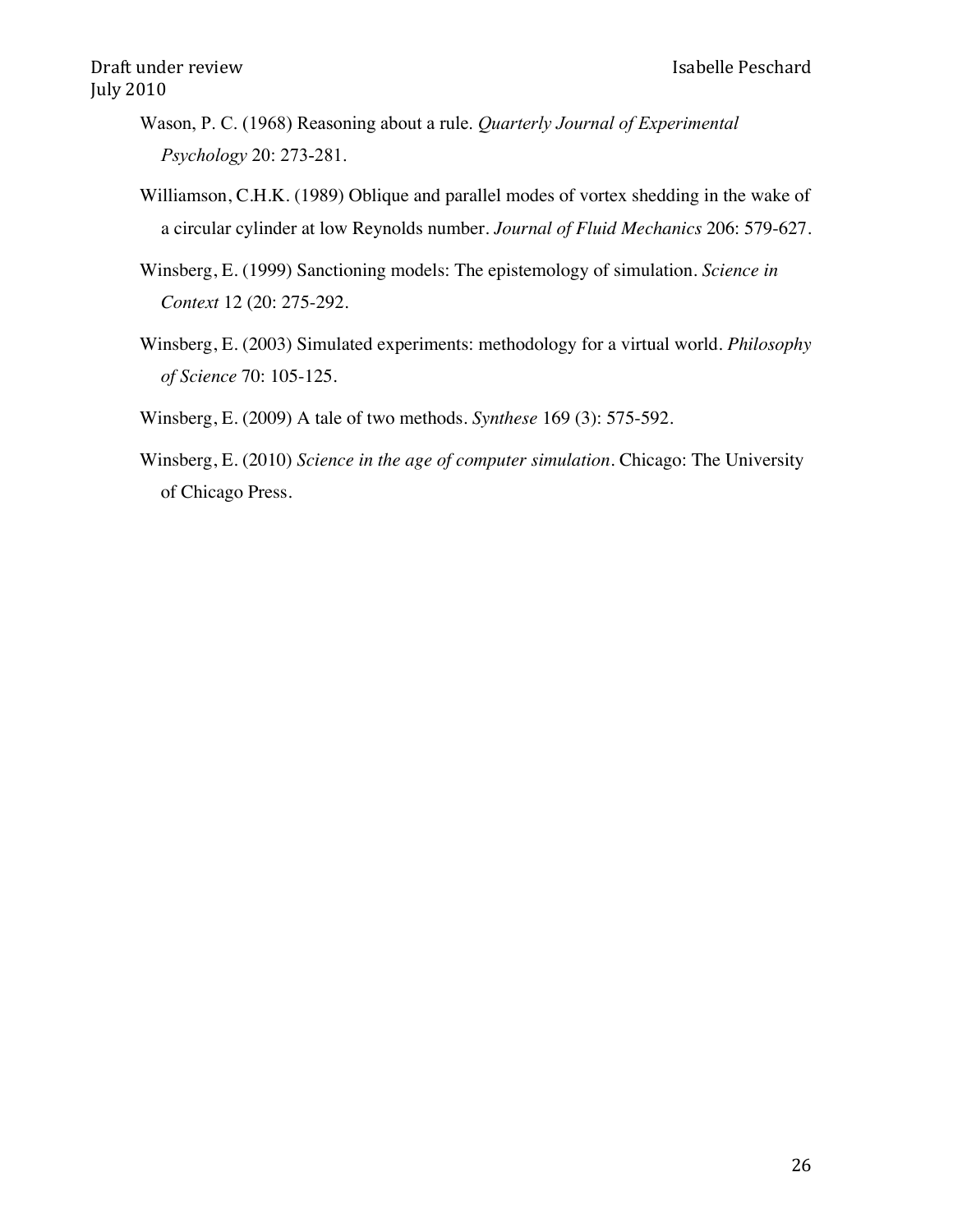Wason, P. C. (1968) Reasoning about a rule. *Quarterly Journal of Experimental Psychology* 20: 273-281.

Williamson, C.H.K. (1989) Oblique and parallel modes of vortex shedding in the wake of a circular cylinder at low Reynolds number. *Journal of Fluid Mechanics* 206: 579-627.

Winsberg, E. (1999) Sanctioning models: The epistemology of simulation. *Science in Context* 12 (20: 275-292.

Winsberg, E. (2003) Simulated experiments: methodology for a virtual world. *Philosophy of Science* 70: 105-125.

Winsberg, E. (2009) A tale of two methods. *Synthese* 169 (3): 575-592.

Winsberg, E. (2010) *Science in the age of computer simulation*. Chicago: The University of Chicago Press.